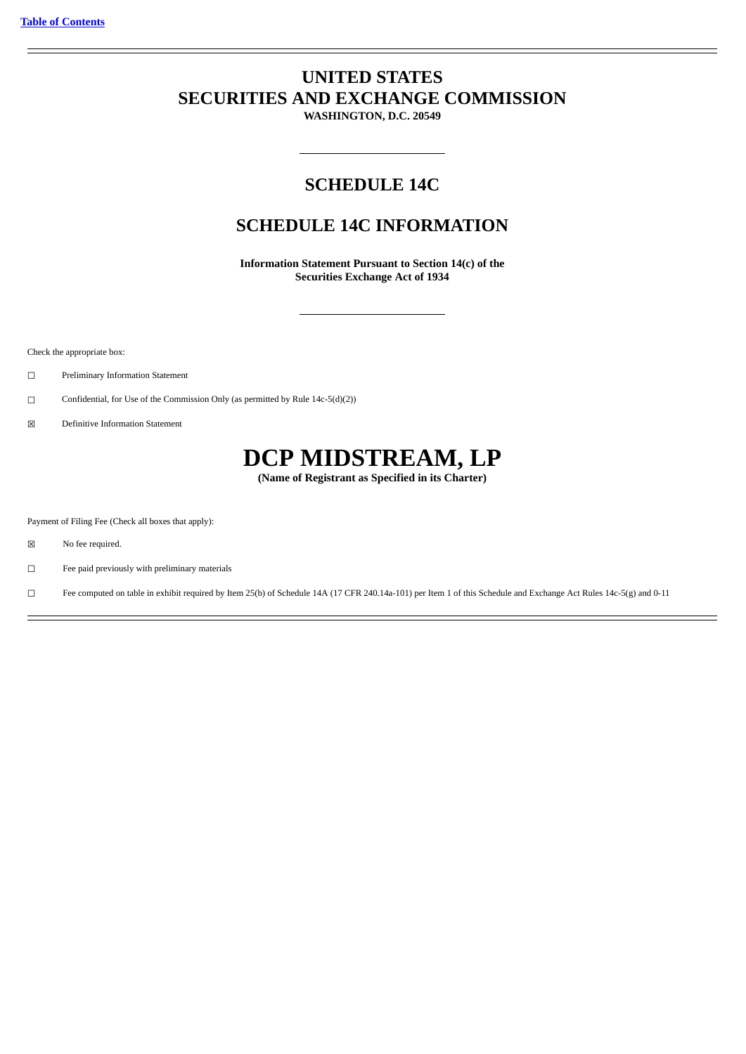[Table of Contents](#)

# UNITED STATES
# SECURITIES AND EXCHANGE COMMISSION

**WASHINGTON, D.C. 20549**

---

## SCHEDULE 14C

## SCHEDULE 14C INFORMATION

**Information Statement Pursuant to Section 14(c) of the Securities Exchange Act of 1934**

---

Check the appropriate box:

☐ Preliminary Information Statement

☐ Confidential, for Use of the Commission Only (as permitted by Rule 14c-5(d)(2))

☒ Definitive Information Statement

# DCP MIDSTREAM, LP

**(Name of Registrant as Specified in its Charter)**

Payment of Filing Fee (Check all boxes that apply):

☒ No fee required.

☐ Fee paid previously with preliminary materials

☐ Fee computed on table in exhibit required by Item 25(b) of Schedule 14A (17 CFR 240.14a-101) per Item 1 of this Schedule and Exchange Act Rules 14c-5(g) and 0-11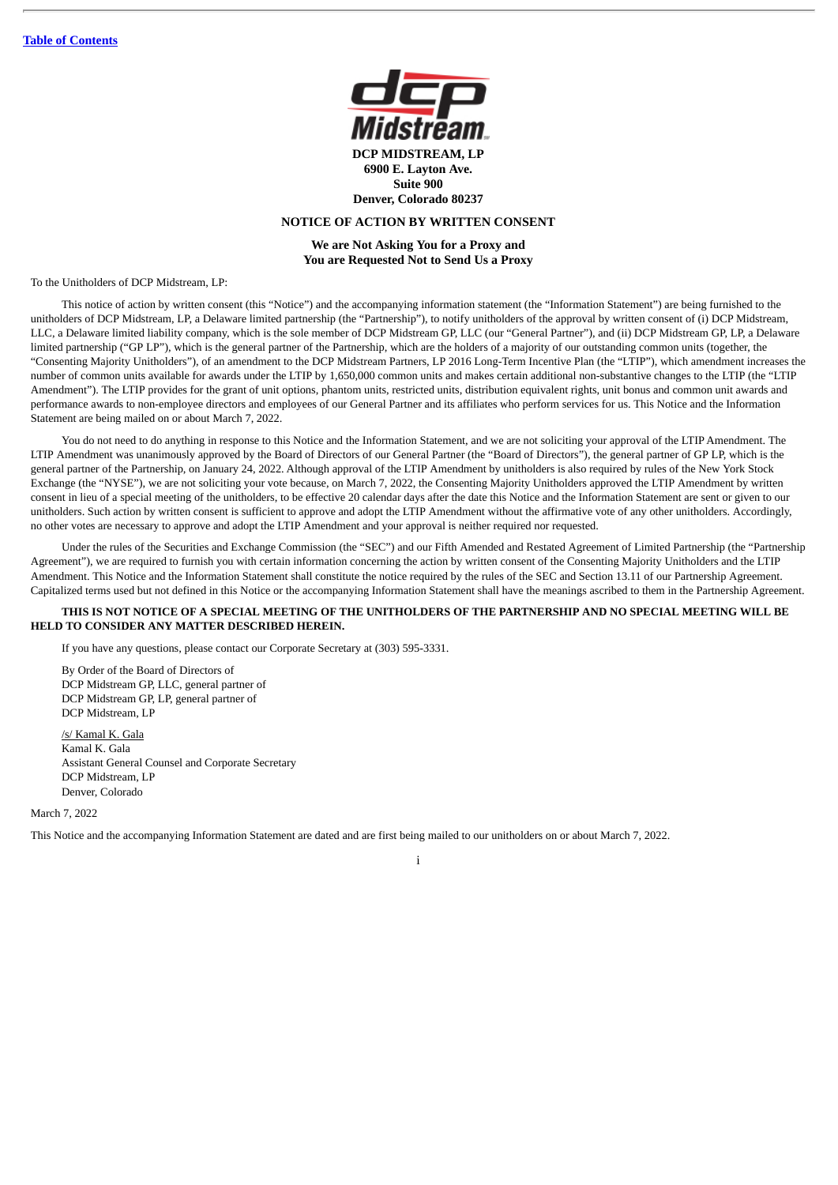**DCP MIDSTREAM, LP**
**6900 E. Layton Ave.**
**Suite 900**
**Denver, Colorado 80237**

## NOTICE OF ACTION BY WRITTEN CONSENT

**We are Not Asking You for a Proxy and**
**You are Requested Not to Send Us a Proxy**

To the Unitholders of DCP Midstream, LP:

This notice of action by written consent (this "Notice") and the accompanying information statement (the "Information Statement") are being furnished to the unitholders of DCP Midstream, LP, a Delaware limited partnership (the "Partnership"), to notify unitholders of the approval by written consent of (i) DCP Midstream, LLC, a Delaware limited liability company, which is the sole member of DCP Midstream GP, LLC (our "General Partner"), and (ii) DCP Midstream GP, LP, a Delaware limited partnership ("GP LP"), which is the general partner of the Partnership, which are the holders of a majority of our outstanding common units (together, the "Consenting Majority Unitholders"), of an amendment to the DCP Midstream Partners, LP 2016 Long-Term Incentive Plan (the "LTIP"), which amendment increases the number of common units available for awards under the LTIP by 1,650,000 common units and makes certain additional non-substantive changes to the LTIP (the "LTIP Amendment"). The LTIP provides for the grant of unit options, phantom units, restricted units, distribution equivalent rights, unit bonus and common unit awards and performance awards to non-employee directors and employees of our General Partner and its affiliates who perform services for us. This Notice and the Information Statement are being mailed on or about March 7, 2022.

You do not need to do anything in response to this Notice and the Information Statement, and we are not soliciting your approval of the LTIP Amendment. The LTIP Amendment was unanimously approved by the Board of Directors of our General Partner (the "Board of Directors"), the general partner of GP LP, which is the general partner of the Partnership, on January 24, 2022. Although approval of the LTIP Amendment by unitholders is also required by rules of the New York Stock Exchange (the "NYSE"), we are not soliciting your vote because, on March 7, 2022, the Consenting Majority Unitholders approved the LTIP Amendment by written consent in lieu of a special meeting of the unitholders, to be effective 20 calendar days after the date this Notice and the Information Statement are sent or given to our unitholders. Such action by written consent is sufficient to approve and adopt the LTIP Amendment without the affirmative vote of any other unitholders. Accordingly, no other votes are necessary to approve and adopt the LTIP Amendment and your approval is neither required nor requested.

Under the rules of the Securities and Exchange Commission (the "SEC") and our Fifth Amended and Restated Agreement of Limited Partnership (the "Partnership Agreement"), we are required to furnish you with certain information concerning the action by written consent of the Consenting Majority Unitholders and the LTIP Amendment. This Notice and the Information Statement shall constitute the notice required by the rules of the SEC and Section 13.11 of our Partnership Agreement. Capitalized terms used but not defined in this Notice or the accompanying Information Statement shall have the meanings ascribed to them in the Partnership Agreement.

**THIS IS NOT NOTICE OF A SPECIAL MEETING OF THE UNITHOLDERS OF THE PARTNERSHIP AND NO SPECIAL MEETING WILL BE HELD TO CONSIDER ANY MATTER DESCRIBED HEREIN.**

If you have any questions, please contact our Corporate Secretary at (303) 595-3331.

By Order of the Board of Directors of
DCP Midstream GP, LLC, general partner of
DCP Midstream GP, LP, general partner of
DCP Midstream, LP

/s/ Kamal K. Gala
Kamal K. Gala
Assistant General Counsel and Corporate Secretary
DCP Midstream, LP
Denver, Colorado

March 7, 2022

This Notice and the accompanying Information Statement are dated and are first being mailed to our unitholders on or about March 7, 2022.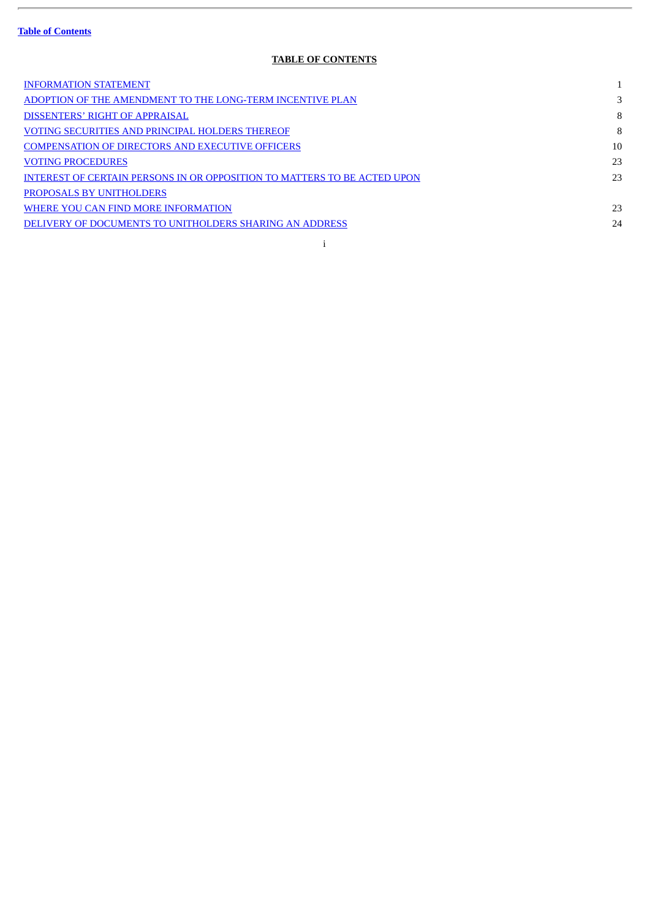**Table of Contents**

**TABLE OF CONTENTS**

| | |
|---|---|
| INFORMATION STATEMENT | 1 |
| ADOPTION OF THE AMENDMENT TO THE LONG-TERM INCENTIVE PLAN | 3 |
| DISSENTERS' RIGHT OF APPRAISAL | 8 |
| VOTING SECURITIES AND PRINCIPAL HOLDERS THEREOF | 8 |
| COMPENSATION OF DIRECTORS AND EXECUTIVE OFFICERS | 10 |
| VOTING PROCEDURES | 23 |
| INTEREST OF CERTAIN PERSONS IN OR OPPOSITION TO MATTERS TO BE ACTED UPON | 23 |
| PROPOSALS BY UNITHOLDERS | |
| WHERE YOU CAN FIND MORE INFORMATION | 23 |
| DELIVERY OF DOCUMENTS TO UNITHOLDERS SHARING AN ADDRESS | 24 |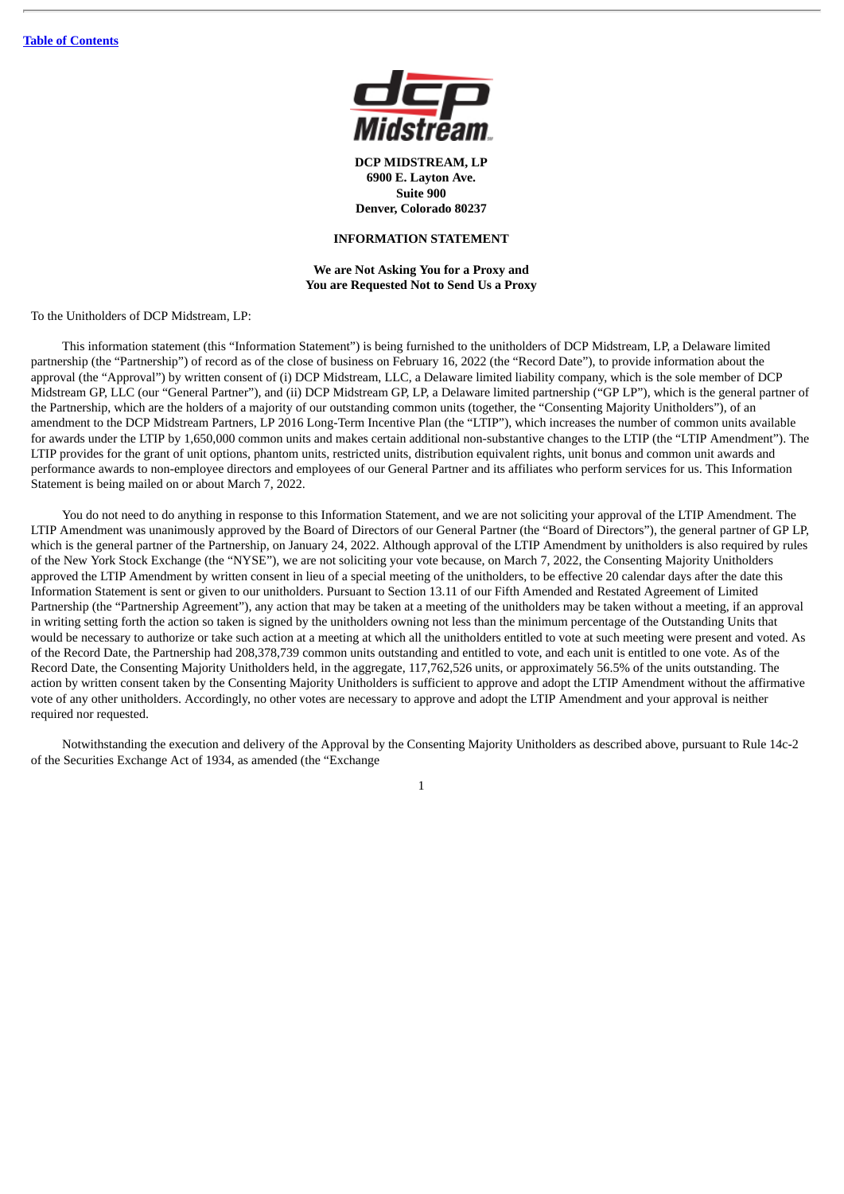**DCP MIDSTREAM, LP**
**6900 E. Layton Ave.**
**Suite 900**
**Denver, Colorado 80237**

**INFORMATION STATEMENT**

**We are Not Asking You for a Proxy and**
**You are Requested Not to Send Us a Proxy**

To the Unitholders of DCP Midstream, LP:

This information statement (this "Information Statement") is being furnished to the unitholders of DCP Midstream, LP, a Delaware limited partnership (the "Partnership") of record as of the close of business on February 16, 2022 (the "Record Date"), to provide information about the approval (the "Approval") by written consent of (i) DCP Midstream, LLC, a Delaware limited liability company, which is the sole member of DCP Midstream GP, LLC (our "General Partner"), and (ii) DCP Midstream GP, LP, a Delaware limited partnership ("GP LP"), which is the general partner of the Partnership, which are the holders of a majority of our outstanding common units (together, the "Consenting Majority Unitholders"), of an amendment to the DCP Midstream Partners, LP 2016 Long-Term Incentive Plan (the "LTIP"), which increases the number of common units available for awards under the LTIP by 1,650,000 common units and makes certain additional non-substantive changes to the LTIP (the "LTIP Amendment"). The LTIP provides for the grant of unit options, phantom units, restricted units, distribution equivalent rights, unit bonus and common unit awards and performance awards to non-employee directors and employees of our General Partner and its affiliates who perform services for us. This Information Statement is being mailed on or about March 7, 2022.

You do not need to do anything in response to this Information Statement, and we are not soliciting your approval of the LTIP Amendment. The LTIP Amendment was unanimously approved by the Board of Directors of our General Partner (the "Board of Directors"), the general partner of GP LP, which is the general partner of the Partnership, on January 24, 2022. Although approval of the LTIP Amendment by unitholders is also required by rules of the New York Stock Exchange (the "NYSE"), we are not soliciting your vote because, on March 7, 2022, the Consenting Majority Unitholders approved the LTIP Amendment by written consent in lieu of a special meeting of the unitholders, to be effective 20 calendar days after the date this Information Statement is sent or given to our unitholders. Pursuant to Section 13.11 of our Fifth Amended and Restated Agreement of Limited Partnership (the "Partnership Agreement"), any action that may be taken at a meeting of the unitholders may be taken without a meeting, if an approval in writing setting forth the action so taken is signed by the unitholders owning not less than the minimum percentage of the Outstanding Units that would be necessary to authorize or take such action at a meeting at which all the unitholders entitled to vote at such meeting were present and voted. As of the Record Date, the Partnership had 208,378,739 common units outstanding and entitled to vote, and each unit is entitled to one vote. As of the Record Date, the Consenting Majority Unitholders held, in the aggregate, 117,762,526 units, or approximately 56.5% of the units outstanding. The action by written consent taken by the Consenting Majority Unitholders is sufficient to approve and adopt the LTIP Amendment without the affirmative vote of any other unitholders. Accordingly, no other votes are necessary to approve and adopt the LTIP Amendment and your approval is neither required nor requested.

Notwithstanding the execution and delivery of the Approval by the Consenting Majority Unitholders as described above, pursuant to Rule 14c-2 of the Securities Exchange Act of 1934, as amended (the "Exchange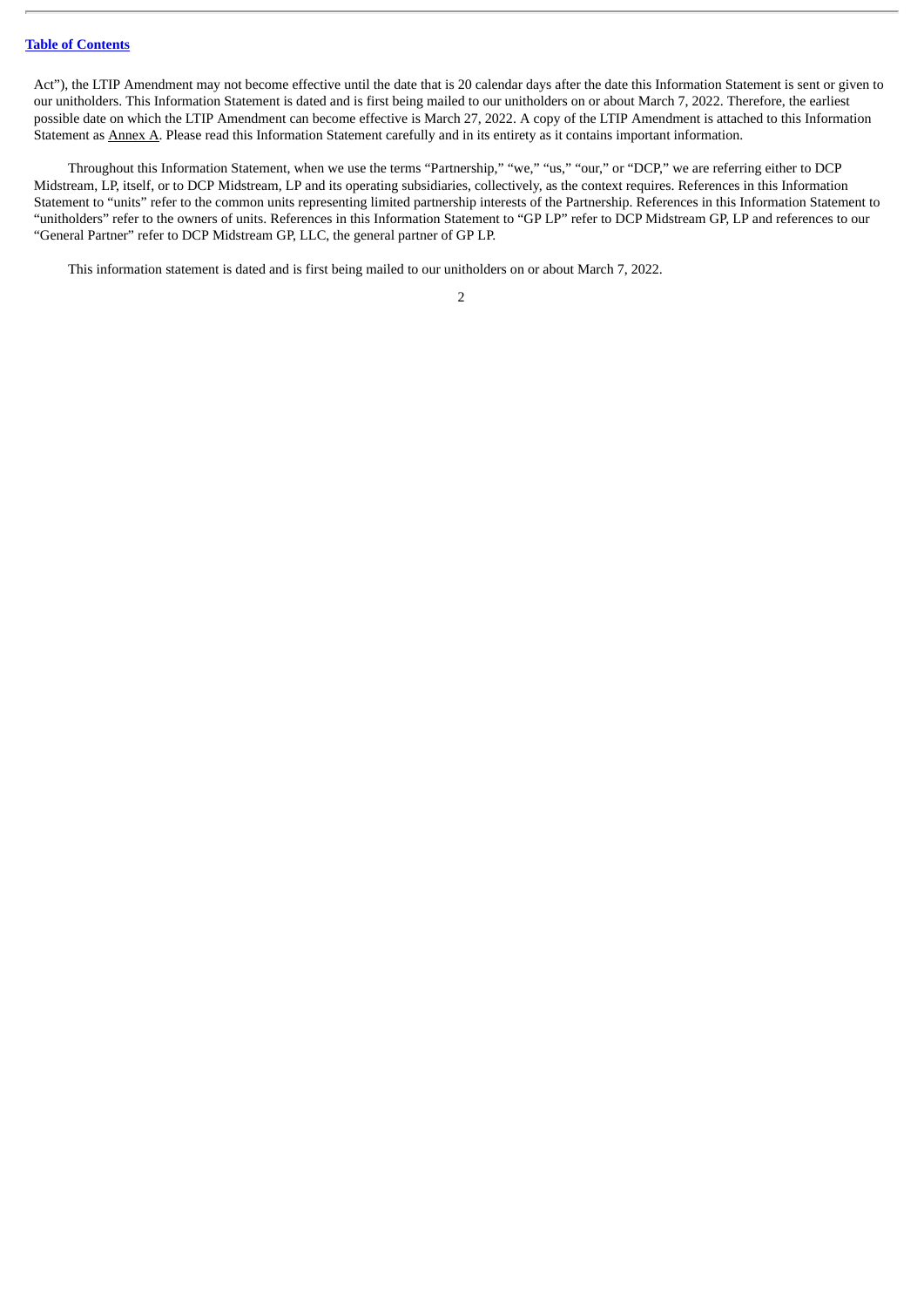Act"), the LTIP Amendment may not become effective until the date that is 20 calendar days after the date this Information Statement is sent or given to our unitholders. This Information Statement is dated and is first being mailed to our unitholders on or about March 7, 2022. Therefore, the earliest possible date on which the LTIP Amendment can become effective is March 27, 2022. A copy of the LTIP Amendment is attached to this Information Statement as Annex A. Please read this Information Statement carefully and in its entirety as it contains important information.

Throughout this Information Statement, when we use the terms "Partnership," "we," "us," "our," or "DCP," we are referring either to DCP Midstream, LP, itself, or to DCP Midstream, LP and its operating subsidiaries, collectively, as the context requires. References in this Information Statement to "units" refer to the common units representing limited partnership interests of the Partnership. References in this Information Statement to "unitholders" refer to the owners of units. References in this Information Statement to "GP LP" refer to DCP Midstream GP, LP and references to our "General Partner" refer to DCP Midstream GP, LLC, the general partner of GP LP.

This information statement is dated and is first being mailed to our unitholders on or about March 7, 2022.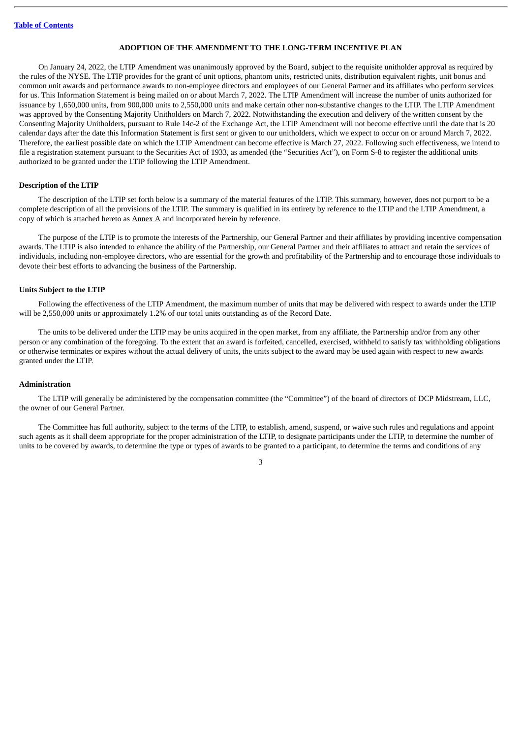## ADOPTION OF THE AMENDMENT TO THE LONG-TERM INCENTIVE PLAN

On January 24, 2022, the LTIP Amendment was unanimously approved by the Board, subject to the requisite unitholder approval as required by the rules of the NYSE. The LTIP provides for the grant of unit options, phantom units, restricted units, distribution equivalent rights, unit bonus and common unit awards and performance awards to non-employee directors and employees of our General Partner and its affiliates who perform services for us. This Information Statement is being mailed on or about March 7, 2022. The LTIP Amendment will increase the number of units authorized for issuance by 1,650,000 units, from 900,000 units to 2,550,000 units and make certain other non-substantive changes to the LTIP. The LTIP Amendment was approved by the Consenting Majority Unitholders on March 7, 2022. Notwithstanding the execution and delivery of the written consent by the Consenting Majority Unitholders, pursuant to Rule 14c-2 of the Exchange Act, the LTIP Amendment will not become effective until the date that is 20 calendar days after the date this Information Statement is first sent or given to our unitholders, which we expect to occur on or around March 7, 2022. Therefore, the earliest possible date on which the LTIP Amendment can become effective is March 27, 2022. Following such effectiveness, we intend to file a registration statement pursuant to the Securities Act of 1933, as amended (the "Securities Act"), on Form S-8 to register the additional units authorized to be granted under the LTIP following the LTIP Amendment.

### Description of the LTIP

The description of the LTIP set forth below is a summary of the material features of the LTIP. This summary, however, does not purport to be a complete description of all the provisions of the LTIP. The summary is qualified in its entirety by reference to the LTIP and the LTIP Amendment, a copy of which is attached hereto as Annex A and incorporated herein by reference.

The purpose of the LTIP is to promote the interests of the Partnership, our General Partner and their affiliates by providing incentive compensation awards. The LTIP is also intended to enhance the ability of the Partnership, our General Partner and their affiliates to attract and retain the services of individuals, including non-employee directors, who are essential for the growth and profitability of the Partnership and to encourage those individuals to devote their best efforts to advancing the business of the Partnership.

### Units Subject to the LTIP

Following the effectiveness of the LTIP Amendment, the maximum number of units that may be delivered with respect to awards under the LTIP will be 2,550,000 units or approximately 1.2% of our total units outstanding as of the Record Date.

The units to be delivered under the LTIP may be units acquired in the open market, from any affiliate, the Partnership and/or from any other person or any combination of the foregoing. To the extent that an award is forfeited, cancelled, exercised, withheld to satisfy tax withholding obligations or otherwise terminates or expires without the actual delivery of units, the units subject to the award may be used again with respect to new awards granted under the LTIP.

### Administration

The LTIP will generally be administered by the compensation committee (the "Committee") of the board of directors of DCP Midstream, LLC, the owner of our General Partner.

The Committee has full authority, subject to the terms of the LTIP, to establish, amend, suspend, or waive such rules and regulations and appoint such agents as it shall deem appropriate for the proper administration of the LTIP, to designate participants under the LTIP, to determine the number of units to be covered by awards, to determine the type or types of awards to be granted to a participant, to determine the terms and conditions of any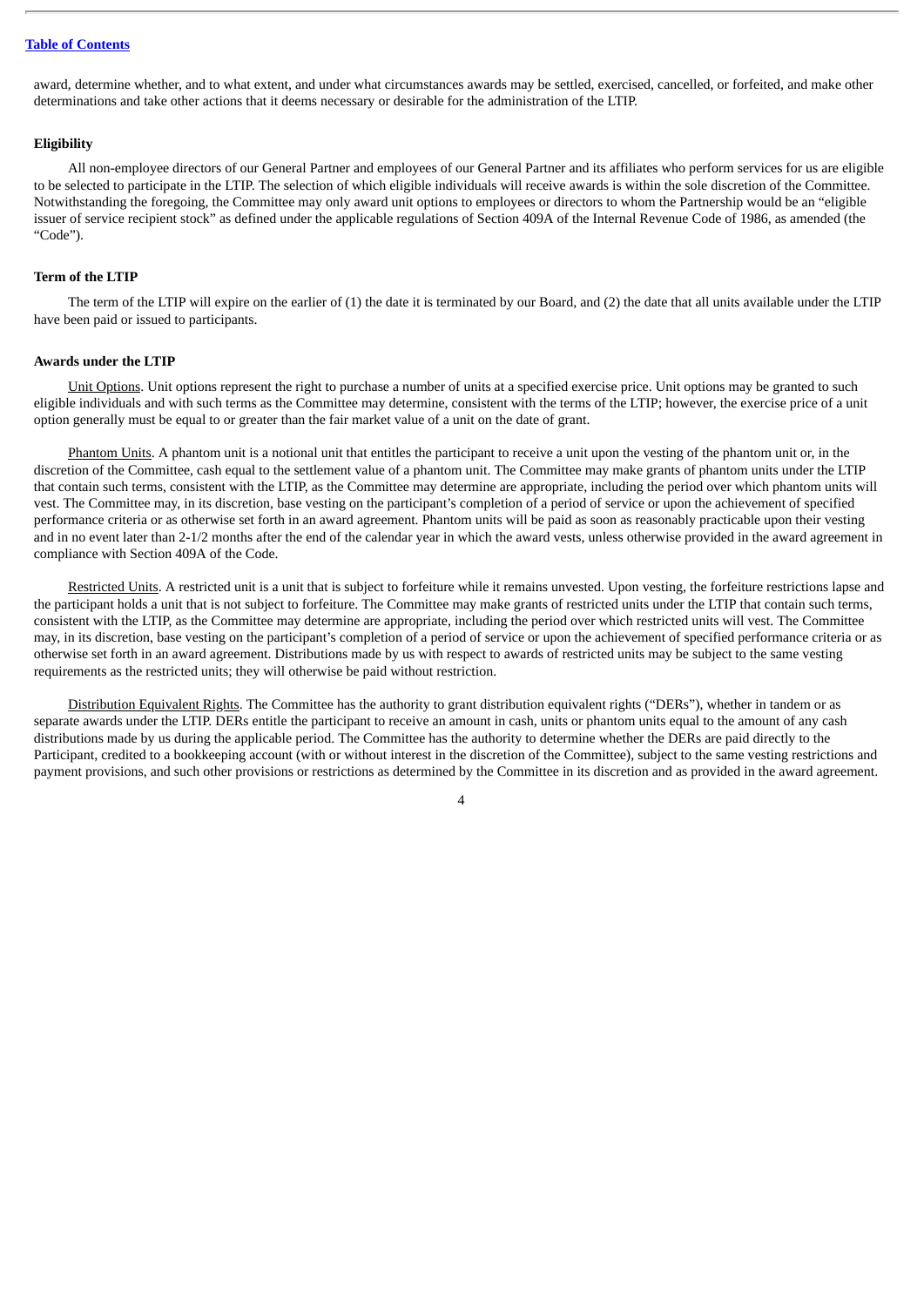award, determine whether, and to what extent, and under what circumstances awards may be settled, exercised, cancelled, or forfeited, and make other determinations and take other actions that it deems necessary or desirable for the administration of the LTIP.

**Eligibility**

All non-employee directors of our General Partner and employees of our General Partner and its affiliates who perform services for us are eligible to be selected to participate in the LTIP. The selection of which eligible individuals will receive awards is within the sole discretion of the Committee. Notwithstanding the foregoing, the Committee may only award unit options to employees or directors to whom the Partnership would be an "eligible issuer of service recipient stock" as defined under the applicable regulations of Section 409A of the Internal Revenue Code of 1986, as amended (the "Code").

**Term of the LTIP**

The term of the LTIP will expire on the earlier of (1) the date it is terminated by our Board, and (2) the date that all units available under the LTIP have been paid or issued to participants.

**Awards under the LTIP**

Unit Options. Unit options represent the right to purchase a number of units at a specified exercise price. Unit options may be granted to such eligible individuals and with such terms as the Committee may determine, consistent with the terms of the LTIP; however, the exercise price of a unit option generally must be equal to or greater than the fair market value of a unit on the date of grant.

Phantom Units. A phantom unit is a notional unit that entitles the participant to receive a unit upon the vesting of the phantom unit or, in the discretion of the Committee, cash equal to the settlement value of a phantom unit. The Committee may make grants of phantom units under the LTIP that contain such terms, consistent with the LTIP, as the Committee may determine are appropriate, including the period over which phantom units will vest. The Committee may, in its discretion, base vesting on the participant's completion of a period of service or upon the achievement of specified performance criteria or as otherwise set forth in an award agreement. Phantom units will be paid as soon as reasonably practicable upon their vesting and in no event later than 2-1/2 months after the end of the calendar year in which the award vests, unless otherwise provided in the award agreement in compliance with Section 409A of the Code.

Restricted Units. A restricted unit is a unit that is subject to forfeiture while it remains unvested. Upon vesting, the forfeiture restrictions lapse and the participant holds a unit that is not subject to forfeiture. The Committee may make grants of restricted units under the LTIP that contain such terms, consistent with the LTIP, as the Committee may determine are appropriate, including the period over which restricted units will vest. The Committee may, in its discretion, base vesting on the participant's completion of a period of service or upon the achievement of specified performance criteria or as otherwise set forth in an award agreement. Distributions made by us with respect to awards of restricted units may be subject to the same vesting requirements as the restricted units; they will otherwise be paid without restriction.

Distribution Equivalent Rights. The Committee has the authority to grant distribution equivalent rights ("DERs"), whether in tandem or as separate awards under the LTIP. DERs entitle the participant to receive an amount in cash, units or phantom units equal to the amount of any cash distributions made by us during the applicable period. The Committee has the authority to determine whether the DERs are paid directly to the Participant, credited to a bookkeeping account (with or without interest in the discretion of the Committee), subject to the same vesting restrictions and payment provisions, and such other provisions or restrictions as determined by the Committee in its discretion and as provided in the award agreement.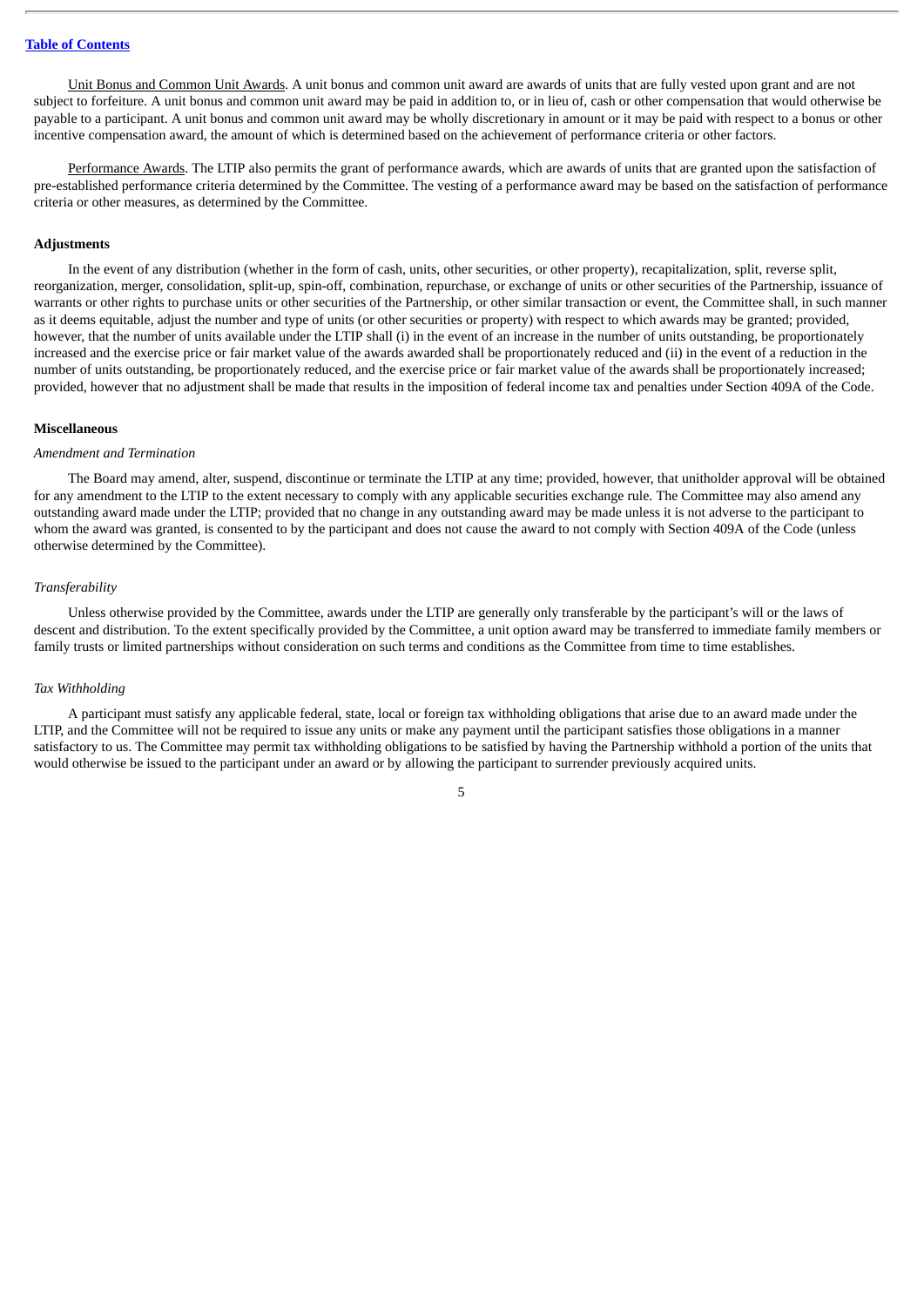Unit Bonus and Common Unit Awards. A unit bonus and common unit award are awards of units that are fully vested upon grant and are not subject to forfeiture. A unit bonus and common unit award may be paid in addition to, or in lieu of, cash or other compensation that would otherwise be payable to a participant. A unit bonus and common unit award may be wholly discretionary in amount or it may be paid with respect to a bonus or other incentive compensation award, the amount of which is determined based on the achievement of performance criteria or other factors.

Performance Awards. The LTIP also permits the grant of performance awards, which are awards of units that are granted upon the satisfaction of pre-established performance criteria determined by the Committee. The vesting of a performance award may be based on the satisfaction of performance criteria or other measures, as determined by the Committee.

**Adjustments**

In the event of any distribution (whether in the form of cash, units, other securities, or other property), recapitalization, split, reverse split, reorganization, merger, consolidation, split-up, spin-off, combination, repurchase, or exchange of units or other securities of the Partnership, issuance of warrants or other rights to purchase units or other securities of the Partnership, or other similar transaction or event, the Committee shall, in such manner as it deems equitable, adjust the number and type of units (or other securities or property) with respect to which awards may be granted; provided, however, that the number of units available under the LTIP shall (i) in the event of an increase in the number of units outstanding, be proportionately increased and the exercise price or fair market value of the awards awarded shall be proportionately reduced and (ii) in the event of a reduction in the number of units outstanding, be proportionately reduced, and the exercise price or fair market value of the awards shall be proportionately increased; provided, however that no adjustment shall be made that results in the imposition of federal income tax and penalties under Section 409A of the Code.

**Miscellaneous**

*Amendment and Termination*

The Board may amend, alter, suspend, discontinue or terminate the LTIP at any time; provided, however, that unitholder approval will be obtained for any amendment to the LTIP to the extent necessary to comply with any applicable securities exchange rule. The Committee may also amend any outstanding award made under the LTIP; provided that no change in any outstanding award may be made unless it is not adverse to the participant to whom the award was granted, is consented to by the participant and does not cause the award to not comply with Section 409A of the Code (unless otherwise determined by the Committee).

*Transferability*

Unless otherwise provided by the Committee, awards under the LTIP are generally only transferable by the participant's will or the laws of descent and distribution. To the extent specifically provided by the Committee, a unit option award may be transferred to immediate family members or family trusts or limited partnerships without consideration on such terms and conditions as the Committee from time to time establishes.

*Tax Withholding*

A participant must satisfy any applicable federal, state, local or foreign tax withholding obligations that arise due to an award made under the LTIP, and the Committee will not be required to issue any units or make any payment until the participant satisfies those obligations in a manner satisfactory to us. The Committee may permit tax withholding obligations to be satisfied by having the Partnership withhold a portion of the units that would otherwise be issued to the participant under an award or by allowing the participant to surrender previously acquired units.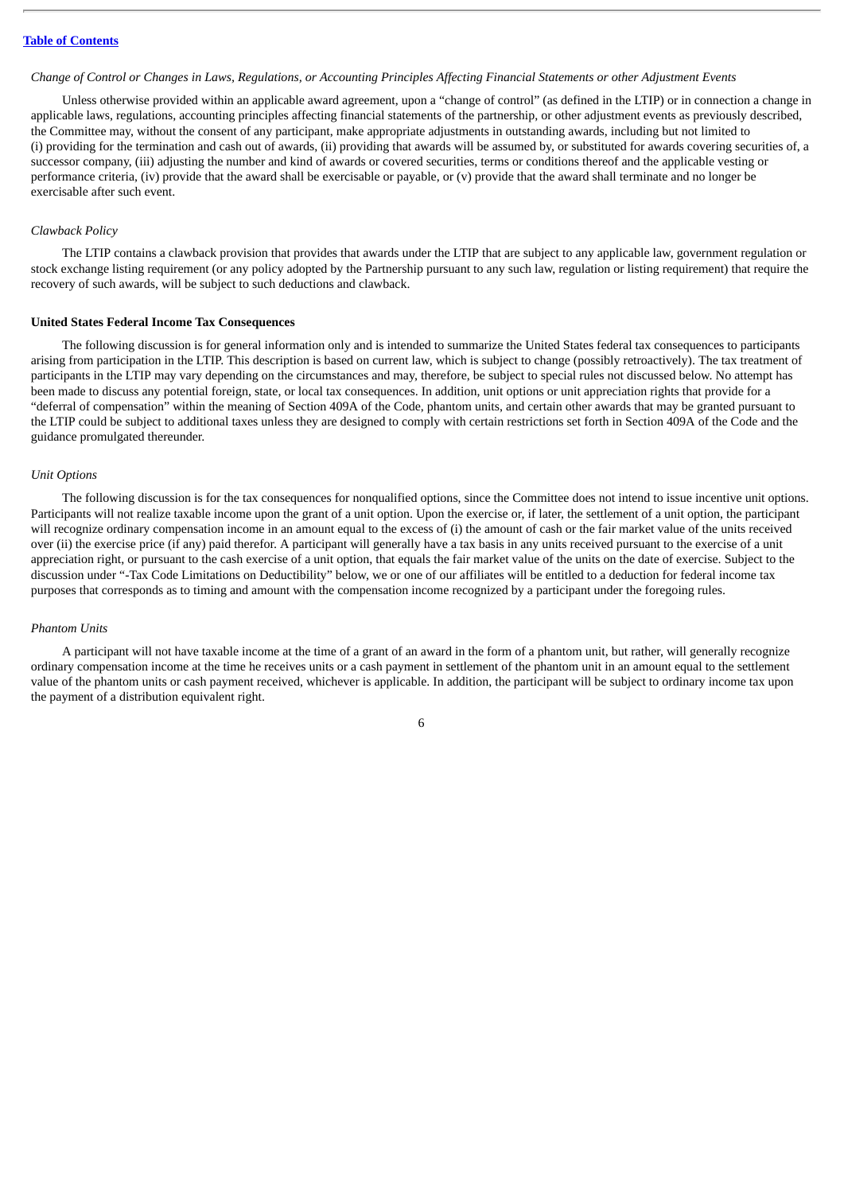*Change of Control or Changes in Laws, Regulations, or Accounting Principles Affecting Financial Statements or other Adjustment Events*

Unless otherwise provided within an applicable award agreement, upon a "change of control" (as defined in the LTIP) or in connection a change in applicable laws, regulations, accounting principles affecting financial statements of the partnership, or other adjustment events as previously described, the Committee may, without the consent of any participant, make appropriate adjustments in outstanding awards, including but not limited to (i) providing for the termination and cash out of awards, (ii) providing that awards will be assumed by, or substituted for awards covering securities of, a successor company, (iii) adjusting the number and kind of awards or covered securities, terms or conditions thereof and the applicable vesting or performance criteria, (iv) provide that the award shall be exercisable or payable, or (v) provide that the award shall terminate and no longer be exercisable after such event.

*Clawback Policy*

The LTIP contains a clawback provision that provides that awards under the LTIP that are subject to any applicable law, government regulation or stock exchange listing requirement (or any policy adopted by the Partnership pursuant to any such law, regulation or listing requirement) that require the recovery of such awards, will be subject to such deductions and clawback.

**United States Federal Income Tax Consequences**

The following discussion is for general information only and is intended to summarize the United States federal tax consequences to participants arising from participation in the LTIP. This description is based on current law, which is subject to change (possibly retroactively). The tax treatment of participants in the LTIP may vary depending on the circumstances and may, therefore, be subject to special rules not discussed below. No attempt has been made to discuss any potential foreign, state, or local tax consequences. In addition, unit options or unit appreciation rights that provide for a "deferral of compensation" within the meaning of Section 409A of the Code, phantom units, and certain other awards that may be granted pursuant to the LTIP could be subject to additional taxes unless they are designed to comply with certain restrictions set forth in Section 409A of the Code and the guidance promulgated thereunder.

*Unit Options*

The following discussion is for the tax consequences for nonqualified options, since the Committee does not intend to issue incentive unit options. Participants will not realize taxable income upon the grant of a unit option. Upon the exercise or, if later, the settlement of a unit option, the participant will recognize ordinary compensation income in an amount equal to the excess of (i) the amount of cash or the fair market value of the units received over (ii) the exercise price (if any) paid therefor. A participant will generally have a tax basis in any units received pursuant to the exercise of a unit appreciation right, or pursuant to the cash exercise of a unit option, that equals the fair market value of the units on the date of exercise. Subject to the discussion under "-Tax Code Limitations on Deductibility" below, we or one of our affiliates will be entitled to a deduction for federal income tax purposes that corresponds as to timing and amount with the compensation income recognized by a participant under the foregoing rules.

*Phantom Units*

A participant will not have taxable income at the time of a grant of an award in the form of a phantom unit, but rather, will generally recognize ordinary compensation income at the time he receives units or a cash payment in settlement of the phantom unit in an amount equal to the settlement value of the phantom units or cash payment received, whichever is applicable. In addition, the participant will be subject to ordinary income tax upon the payment of a distribution equivalent right.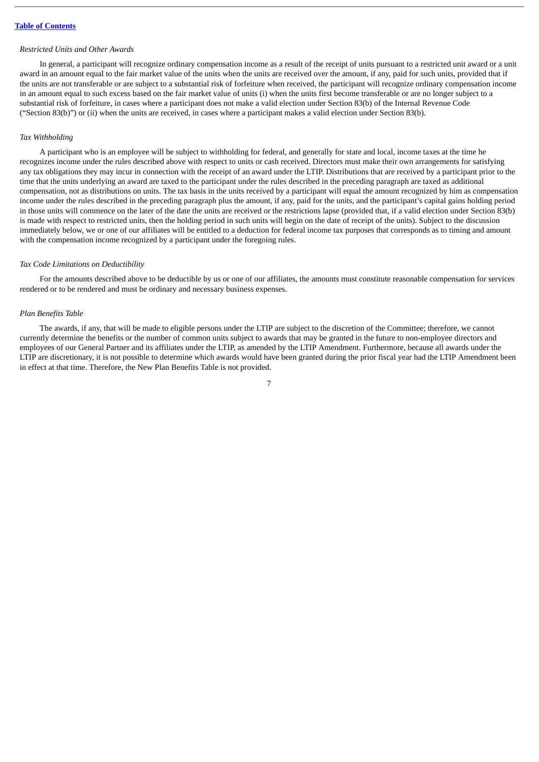*Restricted Units and Other Awards*

In general, a participant will recognize ordinary compensation income as a result of the receipt of units pursuant to a restricted unit award or a unit award in an amount equal to the fair market value of the units when the units are received over the amount, if any, paid for such units, provided that if the units are not transferable or are subject to a substantial risk of forfeiture when received, the participant will recognize ordinary compensation income in an amount equal to such excess based on the fair market value of units (i) when the units first become transferable or are no longer subject to a substantial risk of forfeiture, in cases where a participant does not make a valid election under Section 83(b) of the Internal Revenue Code ("Section 83(b)") or (ii) when the units are received, in cases where a participant makes a valid election under Section 83(b).

*Tax Withholding*

A participant who is an employee will be subject to withholding for federal, and generally for state and local, income taxes at the time he recognizes income under the rules described above with respect to units or cash received. Directors must make their own arrangements for satisfying any tax obligations they may incur in connection with the receipt of an award under the LTIP. Distributions that are received by a participant prior to the time that the units underlying an award are taxed to the participant under the rules described in the preceding paragraph are taxed as additional compensation, not as distributions on units. The tax basis in the units received by a participant will equal the amount recognized by him as compensation income under the rules described in the preceding paragraph plus the amount, if any, paid for the units, and the participant's capital gains holding period in those units will commence on the later of the date the units are received or the restrictions lapse (provided that, if a valid election under Section 83(b) is made with respect to restricted units, then the holding period in such units will begin on the date of receipt of the units). Subject to the discussion immediately below, we or one of our affiliates will be entitled to a deduction for federal income tax purposes that corresponds as to timing and amount with the compensation income recognized by a participant under the foregoing rules.

*Tax Code Limitations on Deductibility*

For the amounts described above to be deductible by us or one of our affiliates, the amounts must constitute reasonable compensation for services rendered or to be rendered and must be ordinary and necessary business expenses.

*Plan Benefits Table*

The awards, if any, that will be made to eligible persons under the LTIP are subject to the discretion of the Committee; therefore, we cannot currently determine the benefits or the number of common units subject to awards that may be granted in the future to non-employee directors and employees of our General Partner and its affiliates under the LTIP, as amended by the LTIP Amendment. Furthermore, because all awards under the LTIP are discretionary, it is not possible to determine which awards would have been granted during the prior fiscal year had the LTIP Amendment been in effect at that time. Therefore, the New Plan Benefits Table is not provided.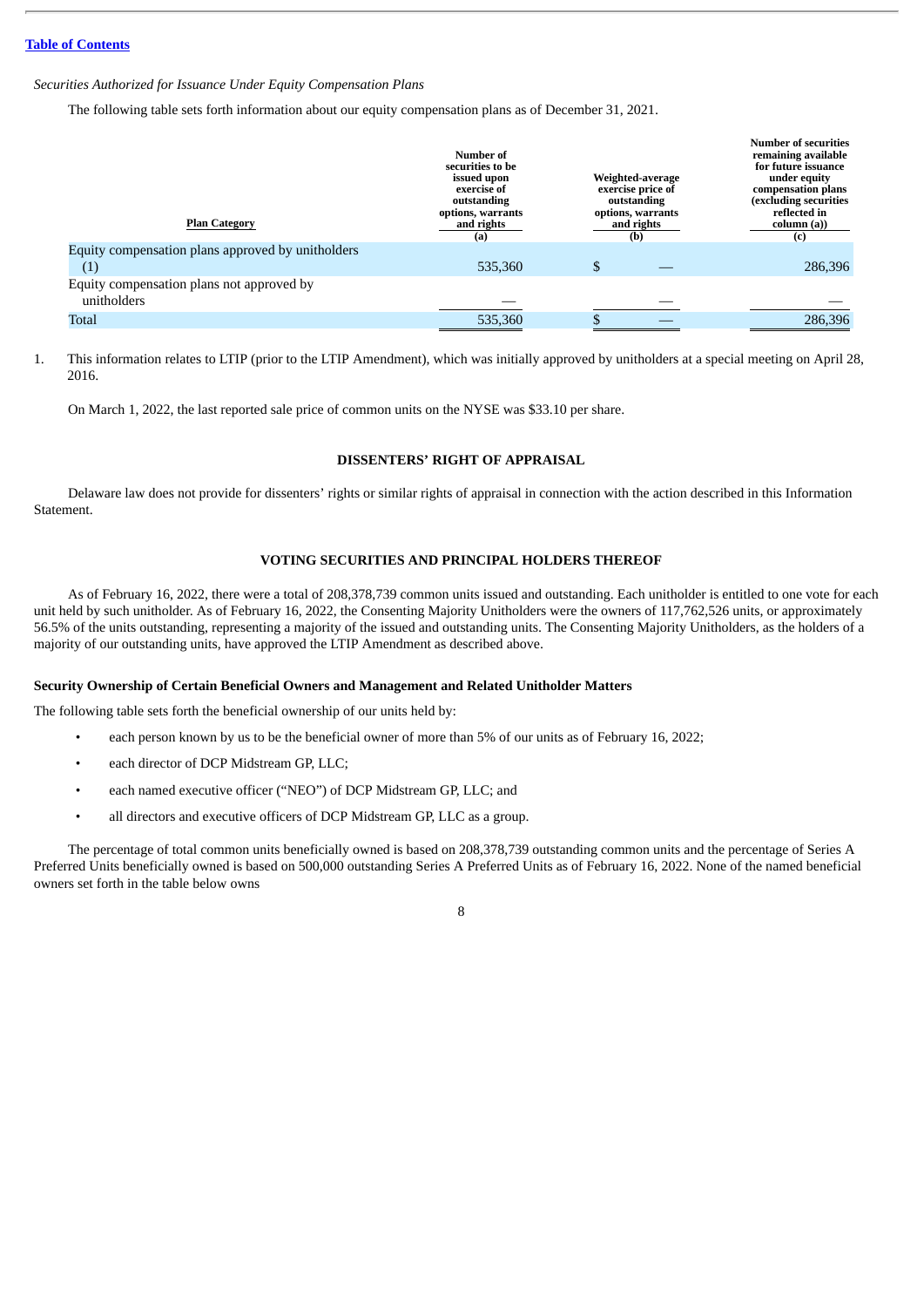*Securities Authorized for Issuance Under Equity Compensation Plans*

The following table sets forth information about our equity compensation plans as of December 31, 2021.

| Plan Category | Number of securities to be issued upon exercise of outstanding options, warrants and rights (a) | Weighted-average exercise price of outstanding options, warrants and rights (b) | Number of securities remaining available for future issuance under equity compensation plans (excluding securities reflected in column (a)) (c) |
|---|---|---|---|
| Equity compensation plans approved by unitholders (1) | 535,360 | $ — | 286,396 |
| Equity compensation plans not approved by unitholders | — | — | — |
| Total | 535,360 | $ — | 286,396 |

1. This information relates to LTIP (prior to the LTIP Amendment), which was initially approved by unitholders at a special meeting on April 28, 2016.

On March 1, 2022, the last reported sale price of common units on the NYSE was $33.10 per share.

## DISSENTERS' RIGHT OF APPRAISAL

Delaware law does not provide for dissenters' rights or similar rights of appraisal in connection with the action described in this Information Statement.

## VOTING SECURITIES AND PRINCIPAL HOLDERS THEREOF

As of February 16, 2022, there were a total of 208,378,739 common units issued and outstanding. Each unitholder is entitled to one vote for each unit held by such unitholder. As of February 16, 2022, the Consenting Majority Unitholders were the owners of 117,762,526 units, or approximately 56.5% of the units outstanding, representing a majority of the issued and outstanding units. The Consenting Majority Unitholders, as the holders of a majority of our outstanding units, have approved the LTIP Amendment as described above.

### Security Ownership of Certain Beneficial Owners and Management and Related Unitholder Matters

The following table sets forth the beneficial ownership of our units held by:

- each person known by us to be the beneficial owner of more than 5% of our units as of February 16, 2022;
- each director of DCP Midstream GP, LLC;
- each named executive officer ("NEO") of DCP Midstream GP, LLC; and
- all directors and executive officers of DCP Midstream GP, LLC as a group.

The percentage of total common units beneficially owned is based on 208,378,739 outstanding common units and the percentage of Series A Preferred Units beneficially owned is based on 500,000 outstanding Series A Preferred Units as of February 16, 2022. None of the named beneficial owners set forth in the table below owns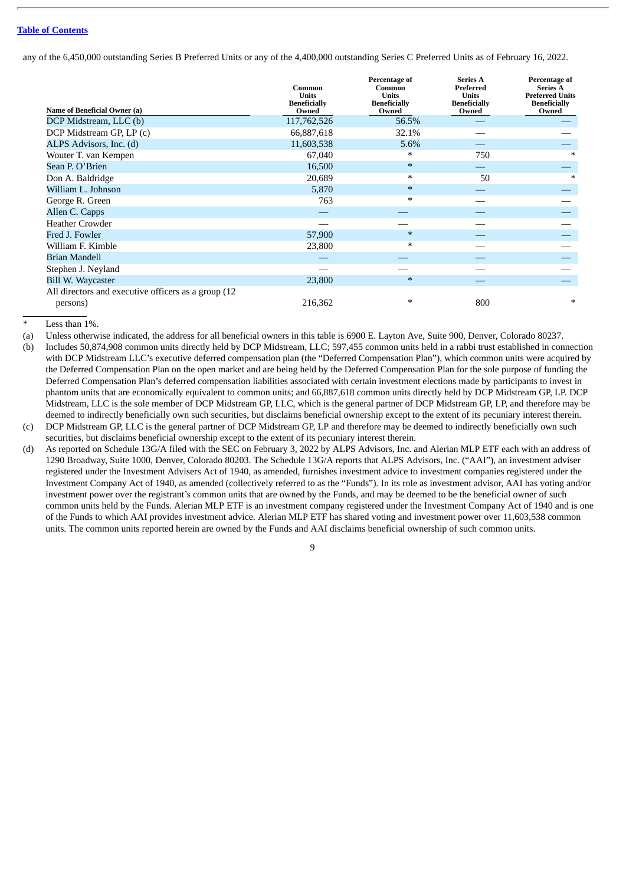[Table of Contents](#)

any of the 6,450,000 outstanding Series B Preferred Units or any of the 4,400,000 outstanding Series C Preferred Units as of February 16, 2022.

| Name of Beneficial Owner (a) | Common Units Beneficially Owned | Percentage of Common Units Beneficially Owned | Series A Preferred Units Beneficially Owned | Percentage of Series A Preferred Units Beneficially Owned |
|---|---|---|---|---|
| DCP Midstream, LLC (b) | 117,762,526 | 56.5% | — | — |
| DCP Midstream GP, LP (c) | 66,887,618 | 32.1% | — | — |
| ALPS Advisors, Inc. (d) | 11,603,538 | 5.6% | — | — |
| Wouter T. van Kempen | 67,040 | * | 750 | * |
| Sean P. O'Brien | 16,500 | * | — | — |
| Don A. Baldridge | 20,689 | * | 50 | * |
| William L. Johnson | 5,870 | * | — | — |
| George R. Green | 763 | * | — | — |
| Allen C. Capps | — | — | — | — |
| Heather Crowder | — | — | — | — |
| Fred J. Fowler | 57,900 | * | — | — |
| William F. Kimble | 23,800 | * | — | — |
| Brian Mandell | — | — | — | — |
| Stephen J. Neyland | — | — | — | — |
| Bill W. Waycaster | 23,800 | * | — | — |
| All directors and executive officers as a group (12 persons) | 216,362 | * | 800 | * |

\* Less than 1%.

(a) Unless otherwise indicated, the address for all beneficial owners in this table is 6900 E. Layton Ave, Suite 900, Denver, Colorado 80237.

(b) Includes 50,874,908 common units directly held by DCP Midstream, LLC; 597,455 common units held in a rabbi trust established in connection with DCP Midstream LLC's executive deferred compensation plan (the "Deferred Compensation Plan"), which common units were acquired by the Deferred Compensation Plan on the open market and are being held by the Deferred Compensation Plan for the sole purpose of funding the Deferred Compensation Plan's deferred compensation liabilities associated with certain investment elections made by participants to invest in phantom units that are economically equivalent to common units; and 66,887,618 common units directly held by DCP Midstream GP, LP. DCP Midstream, LLC is the sole member of DCP Midstream GP, LLC, which is the general partner of DCP Midstream GP, LP, and therefore may be deemed to indirectly beneficially own such securities, but disclaims beneficial ownership except to the extent of its pecuniary interest therein.

(c) DCP Midstream GP, LLC is the general partner of DCP Midstream GP, LP and therefore may be deemed to indirectly beneficially own such securities, but disclaims beneficial ownership except to the extent of its pecuniary interest therein.

(d) As reported on Schedule 13G/A filed with the SEC on February 3, 2022 by ALPS Advisors, Inc. and Alerian MLP ETF each with an address of 1290 Broadway, Suite 1000, Denver, Colorado 80203. The Schedule 13G/A reports that ALPS Advisors, Inc. ("AAI"), an investment adviser registered under the Investment Advisers Act of 1940, as amended, furnishes investment advice to investment companies registered under the Investment Company Act of 1940, as amended (collectively referred to as the "Funds"). In its role as investment advisor, AAI has voting and/or investment power over the registrant's common units that are owned by the Funds, and may be deemed to be the beneficial owner of such common units held by the Funds. Alerian MLP ETF is an investment company registered under the Investment Company Act of 1940 and is one of the Funds to which AAI provides investment advice. Alerian MLP ETF has shared voting and investment power over 11,603,538 common units. The common units reported herein are owned by the Funds and AAI disclaims beneficial ownership of such common units.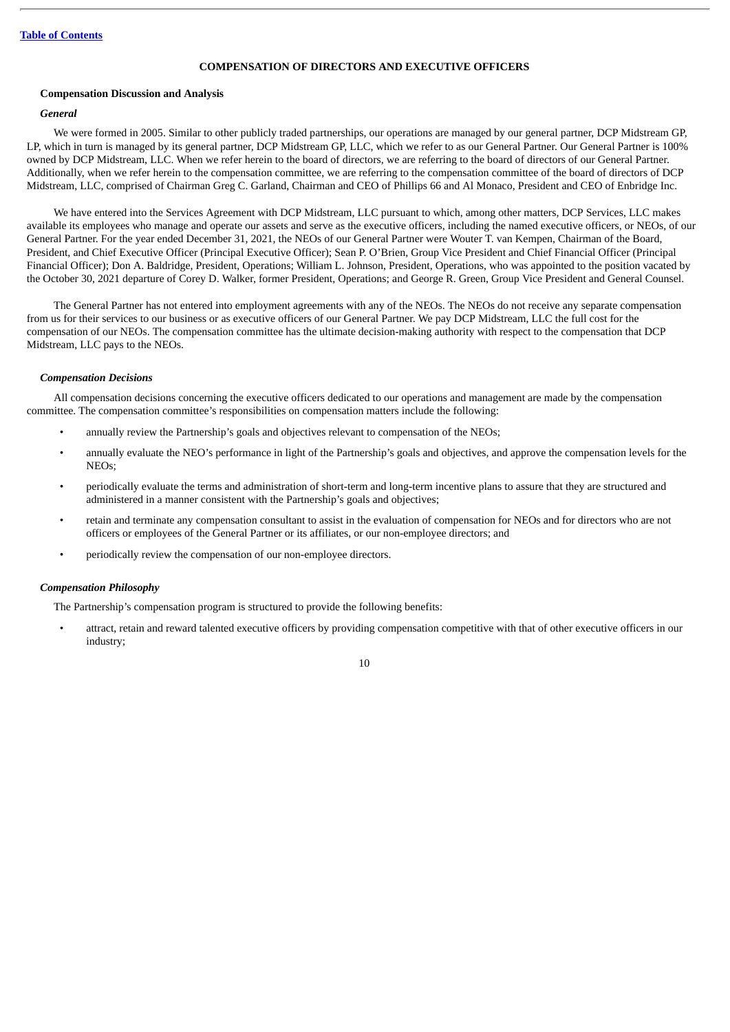## COMPENSATION OF DIRECTORS AND EXECUTIVE OFFICERS

### Compensation Discussion and Analysis

#### *General*

We were formed in 2005. Similar to other publicly traded partnerships, our operations are managed by our general partner, DCP Midstream GP, LP, which in turn is managed by its general partner, DCP Midstream GP, LLC, which we refer to as our General Partner. Our General Partner is 100% owned by DCP Midstream, LLC. When we refer herein to the board of directors, we are referring to the board of directors of our General Partner. Additionally, when we refer herein to the compensation committee, we are referring to the compensation committee of the board of directors of DCP Midstream, LLC, comprised of Chairman Greg C. Garland, Chairman and CEO of Phillips 66 and Al Monaco, President and CEO of Enbridge Inc.

We have entered into the Services Agreement with DCP Midstream, LLC pursuant to which, among other matters, DCP Services, LLC makes available its employees who manage and operate our assets and serve as the executive officers, including the named executive officers, or NEOs, of our General Partner. For the year ended December 31, 2021, the NEOs of our General Partner were Wouter T. van Kempen, Chairman of the Board, President, and Chief Executive Officer (Principal Executive Officer); Sean P. O'Brien, Group Vice President and Chief Financial Officer (Principal Financial Officer); Don A. Baldridge, President, Operations; William L. Johnson, President, Operations, who was appointed to the position vacated by the October 30, 2021 departure of Corey D. Walker, former President, Operations; and George R. Green, Group Vice President and General Counsel.

The General Partner has not entered into employment agreements with any of the NEOs. The NEOs do not receive any separate compensation from us for their services to our business or as executive officers of our General Partner. We pay DCP Midstream, LLC the full cost for the compensation of our NEOs. The compensation committee has the ultimate decision-making authority with respect to the compensation that DCP Midstream, LLC pays to the NEOs.

#### *Compensation Decisions*

All compensation decisions concerning the executive officers dedicated to our operations and management are made by the compensation committee. The compensation committee's responsibilities on compensation matters include the following:

- annually review the Partnership's goals and objectives relevant to compensation of the NEOs;
- annually evaluate the NEO's performance in light of the Partnership's goals and objectives, and approve the compensation levels for the NEOs;
- periodically evaluate the terms and administration of short-term and long-term incentive plans to assure that they are structured and administered in a manner consistent with the Partnership's goals and objectives;
- retain and terminate any compensation consultant to assist in the evaluation of compensation for NEOs and for directors who are not officers or employees of the General Partner or its affiliates, or our non-employee directors; and
- periodically review the compensation of our non-employee directors.

#### *Compensation Philosophy*

The Partnership's compensation program is structured to provide the following benefits:

- attract, retain and reward talented executive officers by providing compensation competitive with that of other executive officers in our industry;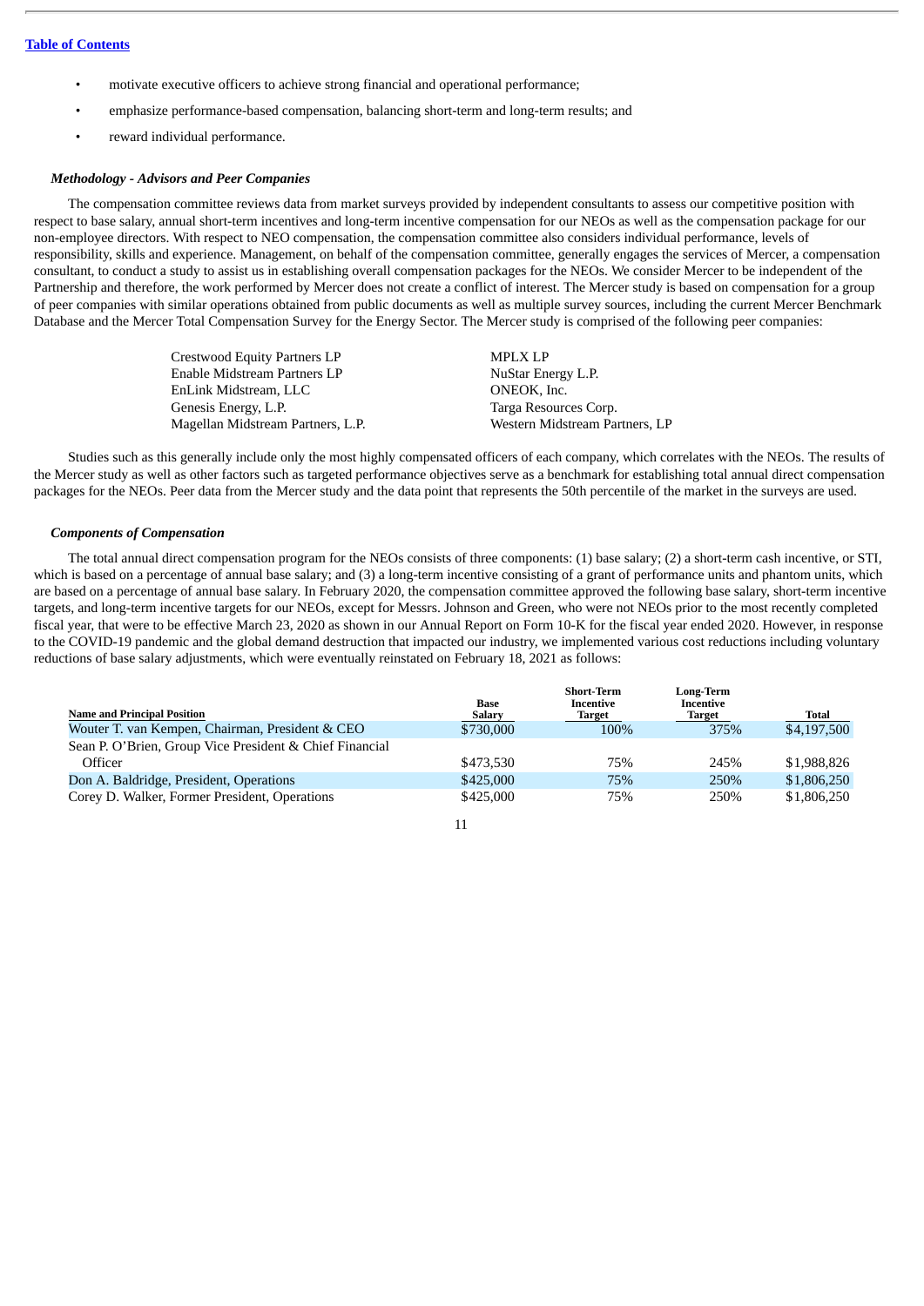- motivate executive officers to achieve strong financial and operational performance;
- emphasize performance-based compensation, balancing short-term and long-term results; and
- reward individual performance.

***Methodology - Advisors and Peer Companies***

The compensation committee reviews data from market surveys provided by independent consultants to assess our competitive position with respect to base salary, annual short-term incentives and long-term incentive compensation for our NEOs as well as the compensation package for our non-employee directors. With respect to NEO compensation, the compensation committee also considers individual performance, levels of responsibility, skills and experience. Management, on behalf of the compensation committee, generally engages the services of Mercer, a compensation consultant, to conduct a study to assist us in establishing overall compensation packages for the NEOs. We consider Mercer to be independent of the Partnership and therefore, the work performed by Mercer does not create a conflict of interest. The Mercer study is based on compensation for a group of peer companies with similar operations obtained from public documents as well as multiple survey sources, including the current Mercer Benchmark Database and the Mercer Total Compensation Survey for the Energy Sector. The Mercer study is comprised of the following peer companies:

| | |
|---|---|
| Crestwood Equity Partners LP | MPLX LP |
| Enable Midstream Partners LP | NuStar Energy L.P. |
| EnLink Midstream, LLC | ONEOK, Inc. |
| Genesis Energy, L.P. | Targa Resources Corp. |
| Magellan Midstream Partners, L.P. | Western Midstream Partners, LP |

Studies such as this generally include only the most highly compensated officers of each company, which correlates with the NEOs. The results of the Mercer study as well as other factors such as targeted performance objectives serve as a benchmark for establishing total annual direct compensation packages for the NEOs. Peer data from the Mercer study and the data point that represents the 50th percentile of the market in the surveys are used.

***Components of Compensation***

The total annual direct compensation program for the NEOs consists of three components: (1) base salary; (2) a short-term cash incentive, or STI, which is based on a percentage of annual base salary; and (3) a long-term incentive consisting of a grant of performance units and phantom units, which are based on a percentage of annual base salary. In February 2020, the compensation committee approved the following base salary, short-term incentive targets, and long-term incentive targets for our NEOs, except for Messrs. Johnson and Green, who were not NEOs prior to the most recently completed fiscal year, that were to be effective March 23, 2020 as shown in our Annual Report on Form 10-K for the fiscal year ended 2020. However, in response to the COVID-19 pandemic and the global demand destruction that impacted our industry, we implemented various cost reductions including voluntary reductions of base salary adjustments, which were eventually reinstated on February 18, 2021 as follows:

| Name and Principal Position | Base Salary | Short-Term Incentive Target | Long-Term Incentive Target | Total |
|---|---|---|---|---|
| Wouter T. van Kempen, Chairman, President & CEO | $730,000 | 100% | 375% | $4,197,500 |
| Sean P. O'Brien, Group Vice President & Chief Financial Officer | $473,530 | 75% | 245% | $1,988,826 |
| Don A. Baldridge, President, Operations | $425,000 | 75% | 250% | $1,806,250 |
| Corey D. Walker, Former President, Operations | $425,000 | 75% | 250% | $1,806,250 |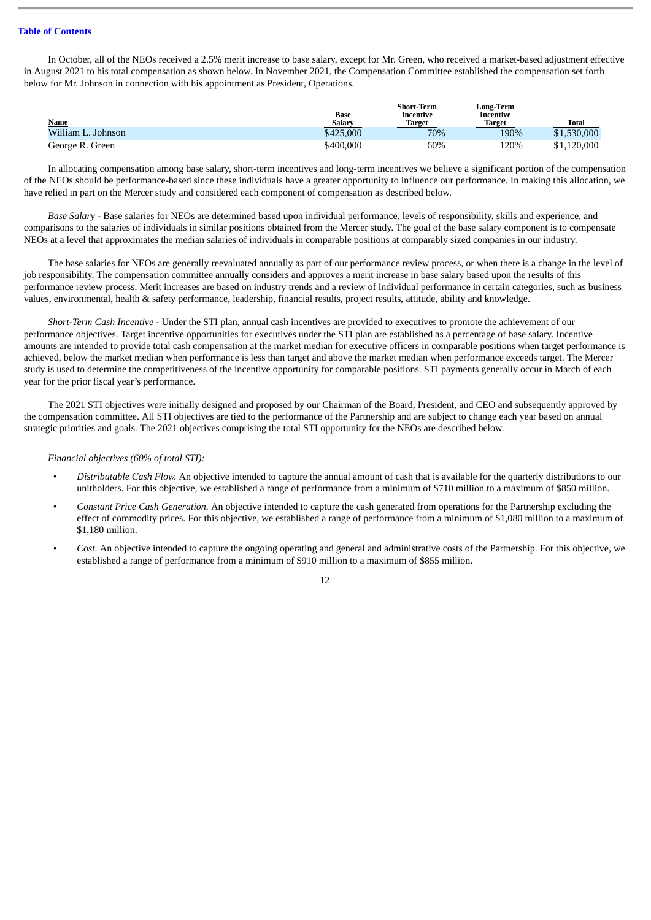In October, all of the NEOs received a 2.5% merit increase to base salary, except for Mr. Green, who received a market-based adjustment effective in August 2021 to his total compensation as shown below. In November 2021, the Compensation Committee established the compensation set forth below for Mr. Johnson in connection with his appointment as President, Operations.

| Name | Base Salary | Short-Term Incentive Target | Long-Term Incentive Target | Total |
|---|---|---|---|---|
| William L. Johnson | $425,000 | 70% | 190% | $1,530,000 |
| George R. Green | $400,000 | 60% | 120% | $1,120,000 |

In allocating compensation among base salary, short-term incentives and long-term incentives we believe a significant portion of the compensation of the NEOs should be performance-based since these individuals have a greater opportunity to influence our performance. In making this allocation, we have relied in part on the Mercer study and considered each component of compensation as described below.

*Base Salary* - Base salaries for NEOs are determined based upon individual performance, levels of responsibility, skills and experience, and comparisons to the salaries of individuals in similar positions obtained from the Mercer study. The goal of the base salary component is to compensate NEOs at a level that approximates the median salaries of individuals in comparable positions at comparably sized companies in our industry.

The base salaries for NEOs are generally reevaluated annually as part of our performance review process, or when there is a change in the level of job responsibility. The compensation committee annually considers and approves a merit increase in base salary based upon the results of this performance review process. Merit increases are based on industry trends and a review of individual performance in certain categories, such as business values, environmental, health & safety performance, leadership, financial results, project results, attitude, ability and knowledge.

*Short-Term Cash Incentive* - Under the STI plan, annual cash incentives are provided to executives to promote the achievement of our performance objectives. Target incentive opportunities for executives under the STI plan are established as a percentage of base salary. Incentive amounts are intended to provide total cash compensation at the market median for executive officers in comparable positions when target performance is achieved, below the market median when performance is less than target and above the market median when performance exceeds target. The Mercer study is used to determine the competitiveness of the incentive opportunity for comparable positions. STI payments generally occur in March of each year for the prior fiscal year's performance.

The 2021 STI objectives were initially designed and proposed by our Chairman of the Board, President, and CEO and subsequently approved by the compensation committee. All STI objectives are tied to the performance of the Partnership and are subject to change each year based on annual strategic priorities and goals. The 2021 objectives comprising the total STI opportunity for the NEOs are described below.

*Financial objectives (60% of total STI):*

- *Distributable Cash Flow.* An objective intended to capture the annual amount of cash that is available for the quarterly distributions to our unitholders. For this objective, we established a range of performance from a minimum of $710 million to a maximum of $850 million.
- *Constant Price Cash Generation.* An objective intended to capture the cash generated from operations for the Partnership excluding the effect of commodity prices. For this objective, we established a range of performance from a minimum of $1,080 million to a maximum of $1,180 million.
- *Cost.* An objective intended to capture the ongoing operating and general and administrative costs of the Partnership. For this objective, we established a range of performance from a minimum of $910 million to a maximum of $855 million.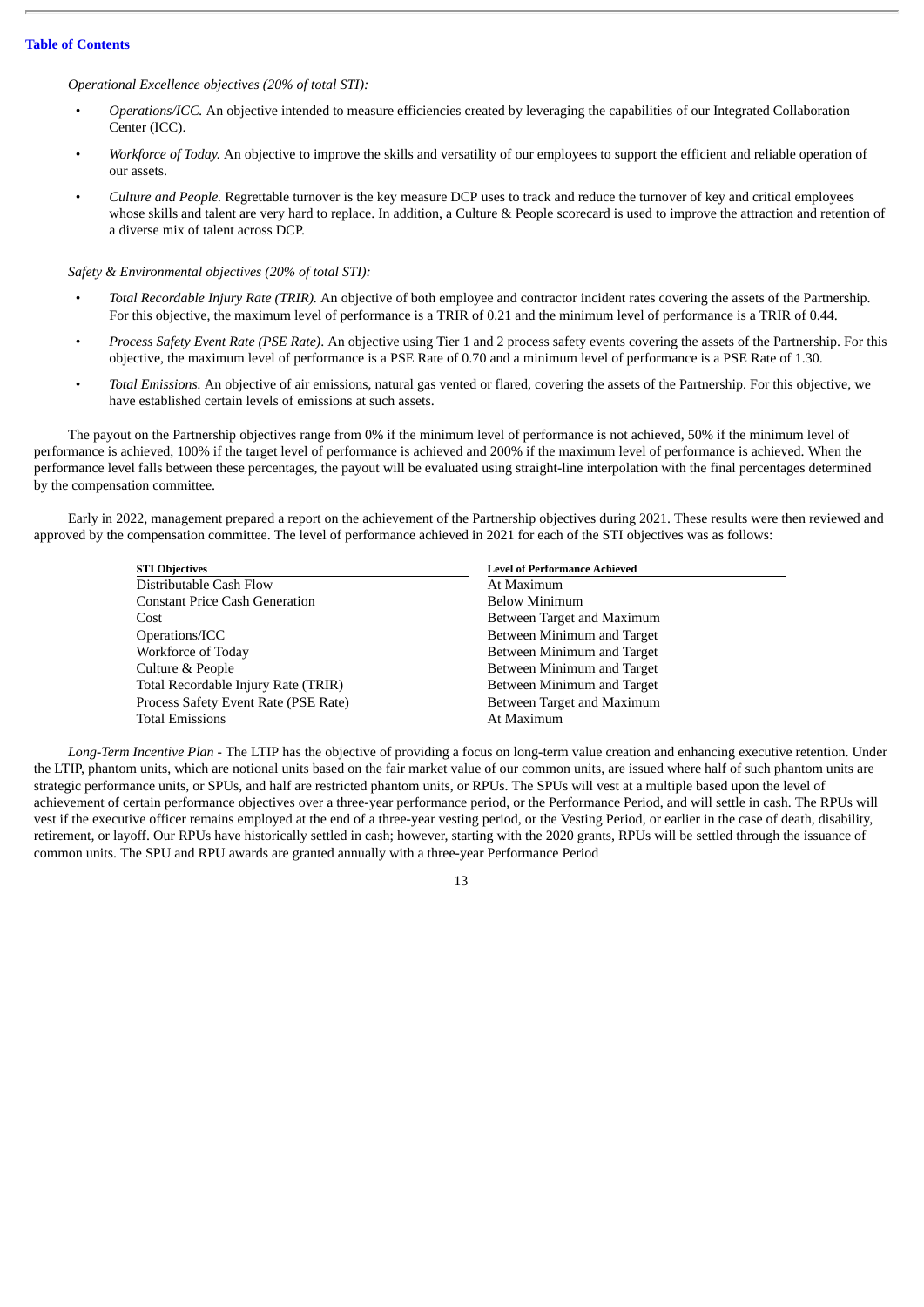*Operational Excellence objectives (20% of total STI):*

- *Operations/ICC.* An objective intended to measure efficiencies created by leveraging the capabilities of our Integrated Collaboration Center (ICC).
- *Workforce of Today.* An objective to improve the skills and versatility of our employees to support the efficient and reliable operation of our assets.
- *Culture and People.* Regrettable turnover is the key measure DCP uses to track and reduce the turnover of key and critical employees whose skills and talent are very hard to replace. In addition, a Culture & People scorecard is used to improve the attraction and retention of a diverse mix of talent across DCP.

*Safety & Environmental objectives (20% of total STI):*

- *Total Recordable Injury Rate (TRIR).* An objective of both employee and contractor incident rates covering the assets of the Partnership. For this objective, the maximum level of performance is a TRIR of 0.21 and the minimum level of performance is a TRIR of 0.44.
- *Process Safety Event Rate (PSE Rate)*. An objective using Tier 1 and 2 process safety events covering the assets of the Partnership. For this objective, the maximum level of performance is a PSE Rate of 0.70 and a minimum level of performance is a PSE Rate of 1.30.
- *Total Emissions.* An objective of air emissions, natural gas vented or flared, covering the assets of the Partnership. For this objective, we have established certain levels of emissions at such assets.

The payout on the Partnership objectives range from 0% if the minimum level of performance is not achieved, 50% if the minimum level of performance is achieved, 100% if the target level of performance is achieved and 200% if the maximum level of performance is achieved. When the performance level falls between these percentages, the payout will be evaluated using straight-line interpolation with the final percentages determined by the compensation committee.

Early in 2022, management prepared a report on the achievement of the Partnership objectives during 2021. These results were then reviewed and approved by the compensation committee. The level of performance achieved in 2021 for each of the STI objectives was as follows:

| STI Objectives | Level of Performance Achieved |
|---|---|
| Distributable Cash Flow | At Maximum |
| Constant Price Cash Generation | Below Minimum |
| Cost | Between Target and Maximum |
| Operations/ICC | Between Minimum and Target |
| Workforce of Today | Between Minimum and Target |
| Culture & People | Between Minimum and Target |
| Total Recordable Injury Rate (TRIR) | Between Minimum and Target |
| Process Safety Event Rate (PSE Rate) | Between Target and Maximum |
| Total Emissions | At Maximum |

*Long-Term Incentive Plan* - The LTIP has the objective of providing a focus on long-term value creation and enhancing executive retention. Under the LTIP, phantom units, which are notional units based on the fair market value of our common units, are issued where half of such phantom units are strategic performance units, or SPUs, and half are restricted phantom units, or RPUs. The SPUs will vest at a multiple based upon the level of achievement of certain performance objectives over a three-year performance period, or the Performance Period, and will settle in cash. The RPUs will vest if the executive officer remains employed at the end of a three-year vesting period, or the Vesting Period, or earlier in the case of death, disability, retirement, or layoff. Our RPUs have historically settled in cash; however, starting with the 2020 grants, RPUs will be settled through the issuance of common units. The SPU and RPU awards are granted annually with a three-year Performance Period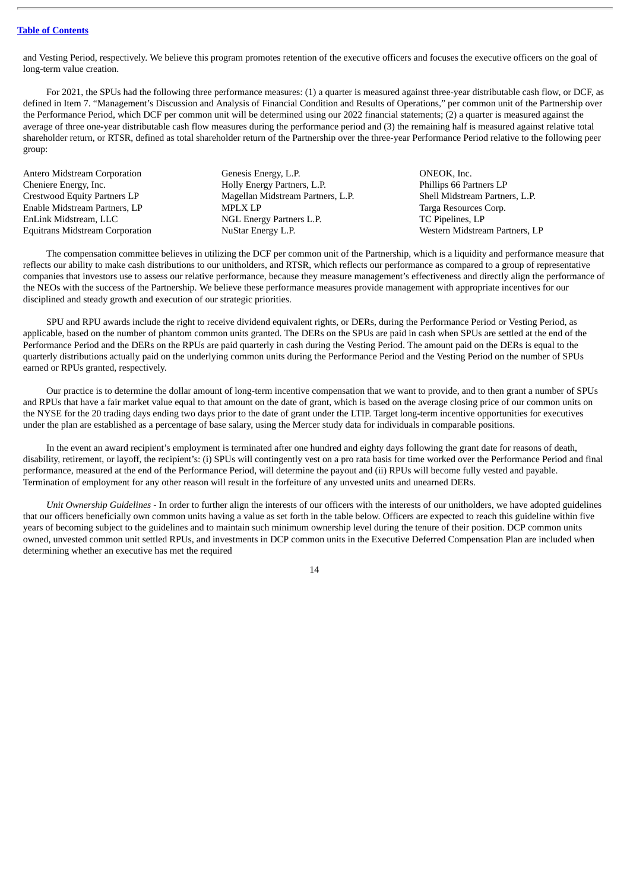and Vesting Period, respectively. We believe this program promotes retention of the executive officers and focuses the executive officers on the goal of long-term value creation.

For 2021, the SPUs had the following three performance measures: (1) a quarter is measured against three-year distributable cash flow, or DCF, as defined in Item 7. "Management's Discussion and Analysis of Financial Condition and Results of Operations," per common unit of the Partnership over the Performance Period, which DCF per common unit will be determined using our 2022 financial statements; (2) a quarter is measured against the average of three one-year distributable cash flow measures during the performance period and (3) the remaining half is measured against relative total shareholder return, or RTSR, defined as total shareholder return of the Partnership over the three-year Performance Period relative to the following peer group:

| | | |
|---|---|---|
| Antero Midstream Corporation | Genesis Energy, L.P. | ONEOK, Inc. |
| Cheniere Energy, Inc. | Holly Energy Partners, L.P. | Phillips 66 Partners LP |
| Crestwood Equity Partners LP | Magellan Midstream Partners, L.P. | Shell Midstream Partners, L.P. |
| Enable Midstream Partners, LP | MPLX LP | Targa Resources Corp. |
| EnLink Midstream, LLC | NGL Energy Partners L.P. | TC Pipelines, LP |
| Equitrans Midstream Corporation | NuStar Energy L.P. | Western Midstream Partners, LP |

The compensation committee believes in utilizing the DCF per common unit of the Partnership, which is a liquidity and performance measure that reflects our ability to make cash distributions to our unitholders, and RTSR, which reflects our performance as compared to a group of representative companies that investors use to assess our relative performance, because they measure management's effectiveness and directly align the performance of the NEOs with the success of the Partnership. We believe these performance measures provide management with appropriate incentives for our disciplined and steady growth and execution of our strategic priorities.

SPU and RPU awards include the right to receive dividend equivalent rights, or DERs, during the Performance Period or Vesting Period, as applicable, based on the number of phantom common units granted. The DERs on the SPUs are paid in cash when SPUs are settled at the end of the Performance Period and the DERs on the RPUs are paid quarterly in cash during the Vesting Period. The amount paid on the DERs is equal to the quarterly distributions actually paid on the underlying common units during the Performance Period and the Vesting Period on the number of SPUs earned or RPUs granted, respectively.

Our practice is to determine the dollar amount of long-term incentive compensation that we want to provide, and to then grant a number of SPUs and RPUs that have a fair market value equal to that amount on the date of grant, which is based on the average closing price of our common units on the NYSE for the 20 trading days ending two days prior to the date of grant under the LTIP. Target long-term incentive opportunities for executives under the plan are established as a percentage of base salary, using the Mercer study data for individuals in comparable positions.

In the event an award recipient's employment is terminated after one hundred and eighty days following the grant date for reasons of death, disability, retirement, or layoff, the recipient's: (i) SPUs will contingently vest on a pro rata basis for time worked over the Performance Period and final performance, measured at the end of the Performance Period, will determine the payout and (ii) RPUs will become fully vested and payable. Termination of employment for any other reason will result in the forfeiture of any unvested units and unearned DERs.

*Unit Ownership Guidelines* - In order to further align the interests of our officers with the interests of our unitholders, we have adopted guidelines that our officers beneficially own common units having a value as set forth in the table below. Officers are expected to reach this guideline within five years of becoming subject to the guidelines and to maintain such minimum ownership level during the tenure of their position. DCP common units owned, unvested common unit settled RPUs, and investments in DCP common units in the Executive Deferred Compensation Plan are included when determining whether an executive has met the required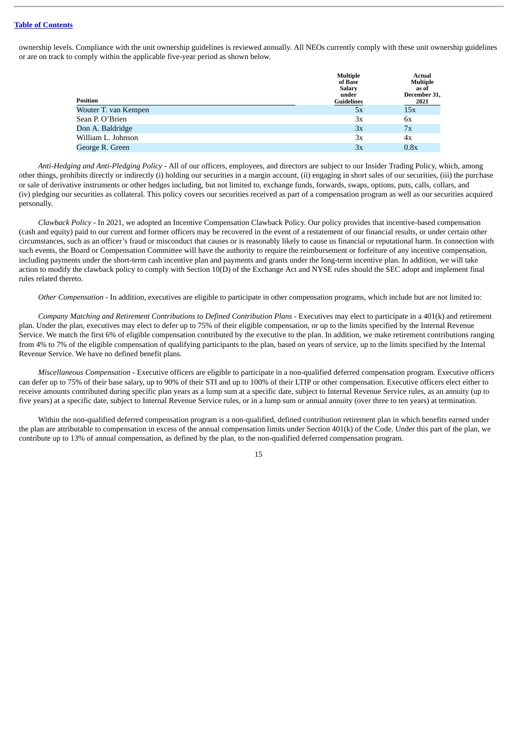ownership levels. Compliance with the unit ownership guidelines is reviewed annually. All NEOs currently comply with these unit ownership guidelines or are on track to comply within the applicable five-year period as shown below.

| Position | Multiple of Base Salary under Guidelines | Actual Multiple as of December 31, 2021 |
|---|---|---|
| Wouter T. van Kempen | 5x | 15x |
| Sean P. O'Brien | 3x | 6x |
| Don A. Baldridge | 3x | 7x |
| William L. Johnson | 3x | 4x |
| George R. Green | 3x | 0.8x |

*Anti-Hedging and Anti-Pledging Policy* - All of our officers, employees, and directors are subject to our Insider Trading Policy, which, among other things, prohibits directly or indirectly (i) holding our securities in a margin account, (ii) engaging in short sales of our securities, (iii) the purchase or sale of derivative instruments or other hedges including, but not limited to, exchange funds, forwards, swaps, options, puts, calls, collars, and (iv) pledging our securities as collateral. This policy covers our securities received as part of a compensation program as well as our securities acquired personally.

*Clawback Policy* - In 2021, we adopted an Incentive Compensation Clawback Policy. Our policy provides that incentive-based compensation (cash and equity) paid to our current and former officers may be recovered in the event of a restatement of our financial results, or under certain other circumstances, such as an officer's fraud or misconduct that causes or is reasonably likely to cause us financial or reputational harm. In connection with such events, the Board or Compensation Committee will have the authority to require the reimbursement or forfeiture of any incentive compensation, including payments under the short-term cash incentive plan and payments and grants under the long-term incentive plan. In addition, we will take action to modify the clawback policy to comply with Section 10(D) of the Exchange Act and NYSE rules should the SEC adopt and implement final rules related thereto.

*Other Compensation* - In addition, executives are eligible to participate in other compensation programs, which include but are not limited to:

*Company Matching and Retirement Contributions to Defined Contribution Plans* - Executives may elect to participate in a 401(k) and retirement plan. Under the plan, executives may elect to defer up to 75% of their eligible compensation, or up to the limits specified by the Internal Revenue Service. We match the first 6% of eligible compensation contributed by the executive to the plan. In addition, we make retirement contributions ranging from 4% to 7% of the eligible compensation of qualifying participants to the plan, based on years of service, up to the limits specified by the Internal Revenue Service. We have no defined benefit plans.

*Miscellaneous Compensation* - Executive officers are eligible to participate in a non-qualified deferred compensation program. Executive officers can defer up to 75% of their base salary, up to 90% of their STI and up to 100% of their LTIP or other compensation. Executive officers elect either to receive amounts contributed during specific plan years as a lump sum at a specific date, subject to Internal Revenue Service rules, as an annuity (up to five years) at a specific date, subject to Internal Revenue Service rules, or in a lump sum or annual annuity (over three to ten years) at termination.

Within the non-qualified deferred compensation program is a non-qualified, defined contribution retirement plan in which benefits earned under the plan are attributable to compensation in excess of the annual compensation limits under Section 401(k) of the Code. Under this part of the plan, we contribute up to 13% of annual compensation, as defined by the plan, to the non-qualified deferred compensation program.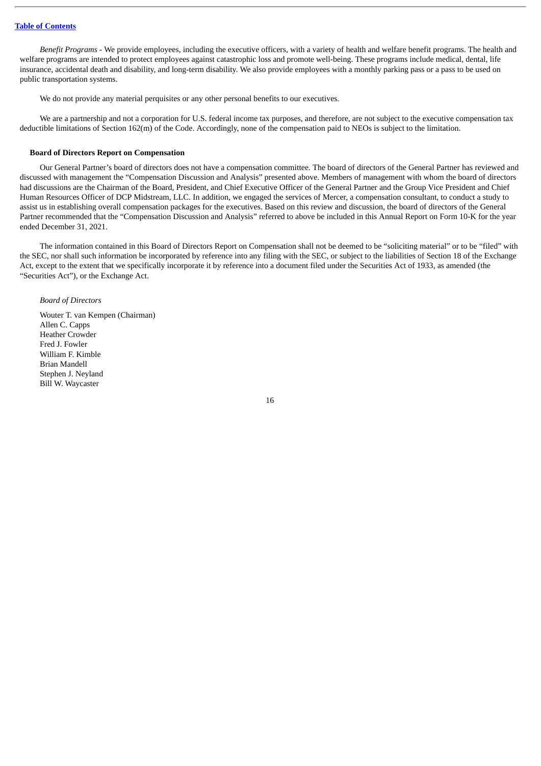*Benefit Programs* - We provide employees, including the executive officers, with a variety of health and welfare benefit programs. The health and welfare programs are intended to protect employees against catastrophic loss and promote well-being. These programs include medical, dental, life insurance, accidental death and disability, and long-term disability. We also provide employees with a monthly parking pass or a pass to be used on public transportation systems.

We do not provide any material perquisites or any other personal benefits to our executives.

We are a partnership and not a corporation for U.S. federal income tax purposes, and therefore, are not subject to the executive compensation tax deductible limitations of Section 162(m) of the Code. Accordingly, none of the compensation paid to NEOs is subject to the limitation.

**Board of Directors Report on Compensation**

Our General Partner's board of directors does not have a compensation committee. The board of directors of the General Partner has reviewed and discussed with management the "Compensation Discussion and Analysis" presented above. Members of management with whom the board of directors had discussions are the Chairman of the Board, President, and Chief Executive Officer of the General Partner and the Group Vice President and Chief Human Resources Officer of DCP Midstream, LLC. In addition, we engaged the services of Mercer, a compensation consultant, to conduct a study to assist us in establishing overall compensation packages for the executives. Based on this review and discussion, the board of directors of the General Partner recommended that the "Compensation Discussion and Analysis" referred to above be included in this Annual Report on Form 10-K for the year ended December 31, 2021.

The information contained in this Board of Directors Report on Compensation shall not be deemed to be "soliciting material" or to be "filed" with the SEC, nor shall such information be incorporated by reference into any filing with the SEC, or subject to the liabilities of Section 18 of the Exchange Act, except to the extent that we specifically incorporate it by reference into a document filed under the Securities Act of 1933, as amended (the "Securities Act"), or the Exchange Act.

*Board of Directors*

Wouter T. van Kempen (Chairman)
Allen C. Capps
Heather Crowder
Fred J. Fowler
William F. Kimble
Brian Mandell
Stephen J. Neyland
Bill W. Waycaster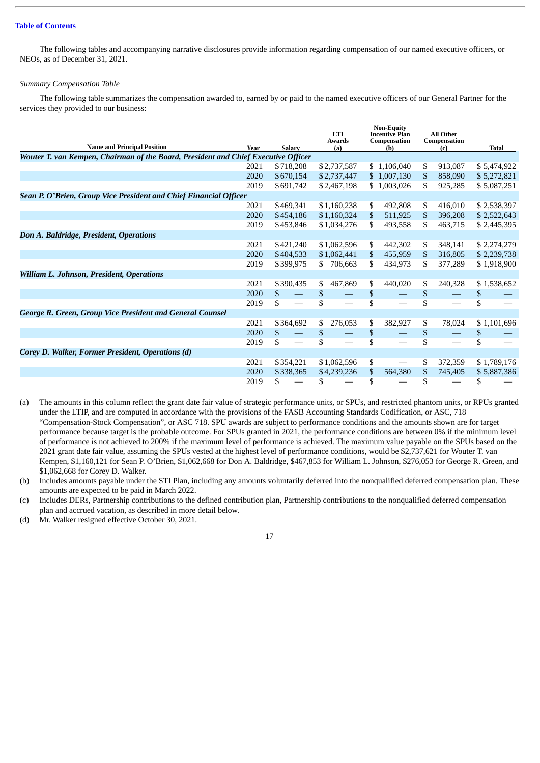[Table of Contents]

The following tables and accompanying narrative disclosures provide information regarding compensation of our named executive officers, or NEOs, as of December 31, 2021.

*Summary Compensation Table*

The following table summarizes the compensation awarded to, earned by or paid to the named executive officers of our General Partner for the services they provided to our business:

| Name and Principal Position | Year | Salary | LTI Awards (a) | Non-Equity Incentive Plan Compensation (b) | All Other Compensation (c) | Total |
|---|---|---|---|---|---|---|
| ***Wouter T. van Kempen, Chairman of the Board, President and Chief Executive Officer*** | | | | | | |
| | 2021 | $718,208 | $2,737,587 | $ 1,106,040 | $ 913,087 | $ 5,474,922 |
| | 2020 | $670,154 | $2,737,447 | $ 1,007,130 | $ 858,090 | $ 5,272,821 |
| | 2019 | $691,742 | $2,467,198 | $ 1,003,026 | $ 925,285 | $ 5,087,251 |
| ***Sean P. O'Brien, Group Vice President and Chief Financial Officer*** | | | | | | |
| | 2021 | $469,341 | $1,160,238 | $ 492,808 | $ 416,010 | $ 2,538,397 |
| | 2020 | $454,186 | $1,160,324 | $ 511,925 | $ 396,208 | $ 2,522,643 |
| | 2019 | $453,846 | $1,034,276 | $ 493,558 | $ 463,715 | $ 2,445,395 |
| ***Don A. Baldridge, President, Operations*** | | | | | | |
| | 2021 | $421,240 | $1,062,596 | $ 442,302 | $ 348,141 | $ 2,274,279 |
| | 2020 | $404,533 | $1,062,441 | $ 455,959 | $ 316,805 | $ 2,239,738 |
| | 2019 | $399,975 | $ 706,663 | $ 434,973 | $ 377,289 | $ 1,918,900 |
| ***William L. Johnson, President, Operations*** | | | | | | |
| | 2021 | $390,435 | $ 467,869 | $ 440,020 | $ 240,328 | $ 1,538,652 |
| | 2020 | $ — | $ — | $ — | $ — | $ — |
| | 2019 | $ — | $ — | $ — | $ — | $ — |
| ***George R. Green, Group Vice President and General Counsel*** | | | | | | |
| | 2021 | $364,692 | $ 276,053 | $ 382,927 | $ 78,024 | $ 1,101,696 |
| | 2020 | $ — | $ — | $ — | $ — | $ — |
| | 2019 | $ — | $ — | $ — | $ — | $ — |
| ***Corey D. Walker, Former President, Operations (d)*** | | | | | | |
| | 2021 | $354,221 | $1,062,596 | $ — | $ 372,359 | $ 1,789,176 |
| | 2020 | $338,365 | $4,239,236 | $ 564,380 | $ 745,405 | $ 5,887,386 |
| | 2019 | $ — | $ — | $ — | $ — | $ — |

(a) The amounts in this column reflect the grant date fair value of strategic performance units, or SPUs, and restricted phantom units, or RPUs granted under the LTIP, and are computed in accordance with the provisions of the FASB Accounting Standards Codification, or ASC, 718 "Compensation-Stock Compensation", or ASC 718. SPU awards are subject to performance conditions and the amounts shown are for target performance because target is the probable outcome. For SPUs granted in 2021, the performance conditions are between 0% if the minimum level of performance is not achieved to 200% if the maximum level of performance is achieved. The maximum value payable on the SPUs based on the 2021 grant date fair value, assuming the SPUs vested at the highest level of performance conditions, would be $2,737,621 for Wouter T. van Kempen, $1,160,121 for Sean P. O'Brien, $1,062,668 for Don A. Baldridge, $467,853 for William L. Johnson, $276,053 for George R. Green, and $1,062,668 for Corey D. Walker.

(b) Includes amounts payable under the STI Plan, including any amounts voluntarily deferred into the nonqualified deferred compensation plan. These amounts are expected to be paid in March 2022.

(c) Includes DERs, Partnership contributions to the defined contribution plan, Partnership contributions to the nonqualified deferred compensation plan and accrued vacation, as described in more detail below.

(d) Mr. Walker resigned effective October 30, 2021.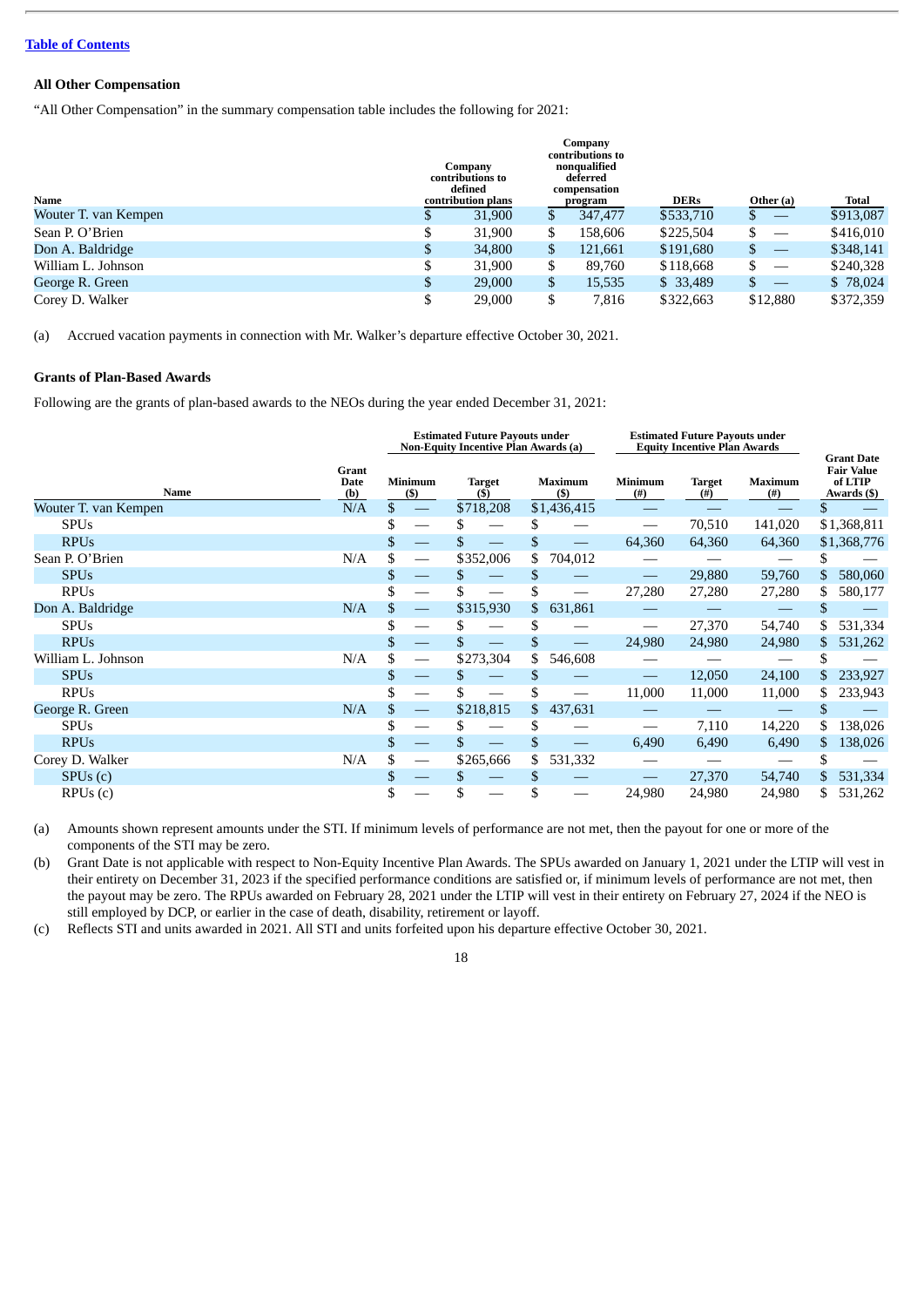[Table of Contents](#)

### All Other Compensation

"All Other Compensation" in the summary compensation table includes the following for 2021:

| Name | Company contributions to defined contribution plans | Company contributions to nonqualified deferred compensation program | DERs | Other (a) | Total |
|---|---|---|---|---|---|
| Wouter T. van Kempen | $ 31,900 | $ 347,477 | $533,710 | $ — | $913,087 |
| Sean P. O'Brien | $ 31,900 | $ 158,606 | $225,504 | $ — | $416,010 |
| Don A. Baldridge | $ 34,800 | $ 121,661 | $191,680 | $ — | $348,141 |
| William L. Johnson | $ 31,900 | $ 89,760 | $118,668 | $ — | $240,328 |
| George R. Green | $ 29,000 | $ 15,535 | $ 33,489 | $ — | $ 78,024 |
| Corey D. Walker | $ 29,000 | $ 7,816 | $322,663 | $12,880 | $372,359 |

(a) Accrued vacation payments in connection with Mr. Walker's departure effective October 30, 2021.

### Grants of Plan-Based Awards

Following are the grants of plan-based awards to the NEOs during the year ended December 31, 2021:

| | | Estimated Future Payouts under Non-Equity Incentive Plan Awards (a) | | | Estimated Future Payouts under Equity Incentive Plan Awards | | | |
|---|---|---|---|---|---|---|---|---|
| Name | Grant Date (b) | Minimum ($) | Target ($) | Maximum ($) | Minimum (#) | Target (#) | Maximum (#) | Grant Date Fair Value of LTIP Awards ($) |
| Wouter T. van Kempen | N/A | $ — | $718,208 | $1,436,415 | — | — | — | $ — |
| SPUs | | $ — | $ — | $ — | — | 70,510 | 141,020 | $1,368,811 |
| RPUs | | $ — | $ — | $ — | 64,360 | 64,360 | 64,360 | $1,368,776 |
| Sean P. O'Brien | N/A | $ — | $352,006 | $ 704,012 | — | — | — | $ — |
| SPUs | | $ — | $ — | $ — | — | 29,880 | 59,760 | $ 580,060 |
| RPUs | | $ — | $ — | $ — | 27,280 | 27,280 | 27,280 | $ 580,177 |
| Don A. Baldridge | N/A | $ — | $315,930 | $ 631,861 | — | — | — | $ — |
| SPUs | | $ — | $ — | $ — | — | 27,370 | 54,740 | $ 531,334 |
| RPUs | | $ — | $ — | $ — | 24,980 | 24,980 | 24,980 | $ 531,262 |
| William L. Johnson | N/A | $ — | $273,304 | $ 546,608 | — | — | — | $ — |
| SPUs | | $ — | $ — | $ — | — | 12,050 | 24,100 | $ 233,927 |
| RPUs | | $ — | $ — | $ — | 11,000 | 11,000 | 11,000 | $ 233,943 |
| George R. Green | N/A | $ — | $218,815 | $ 437,631 | — | — | — | $ — |
| SPUs | | $ — | $ — | $ — | — | 7,110 | 14,220 | $ 138,026 |
| RPUs | | $ — | $ — | $ — | 6,490 | 6,490 | 6,490 | $ 138,026 |
| Corey D. Walker | N/A | $ — | $265,666 | $ 531,332 | — | — | — | $ — |
| SPUs (c) | | $ — | $ — | $ — | — | 27,370 | 54,740 | $ 531,334 |
| RPUs (c) | | $ — | $ — | $ — | 24,980 | 24,980 | 24,980 | $ 531,262 |

(a) Amounts shown represent amounts under the STI. If minimum levels of performance are not met, then the payout for one or more of the components of the STI may be zero.

(b) Grant Date is not applicable with respect to Non-Equity Incentive Plan Awards. The SPUs awarded on January 1, 2021 under the LTIP will vest in their entirety on December 31, 2023 if the specified performance conditions are satisfied or, if minimum levels of performance are not met, then the payout may be zero. The RPUs awarded on February 28, 2021 under the LTIP will vest in their entirety on February 27, 2024 if the NEO is still employed by DCP, or earlier in the case of death, disability, retirement or layoff.

(c) Reflects STI and units awarded in 2021. All STI and units forfeited upon his departure effective October 30, 2021.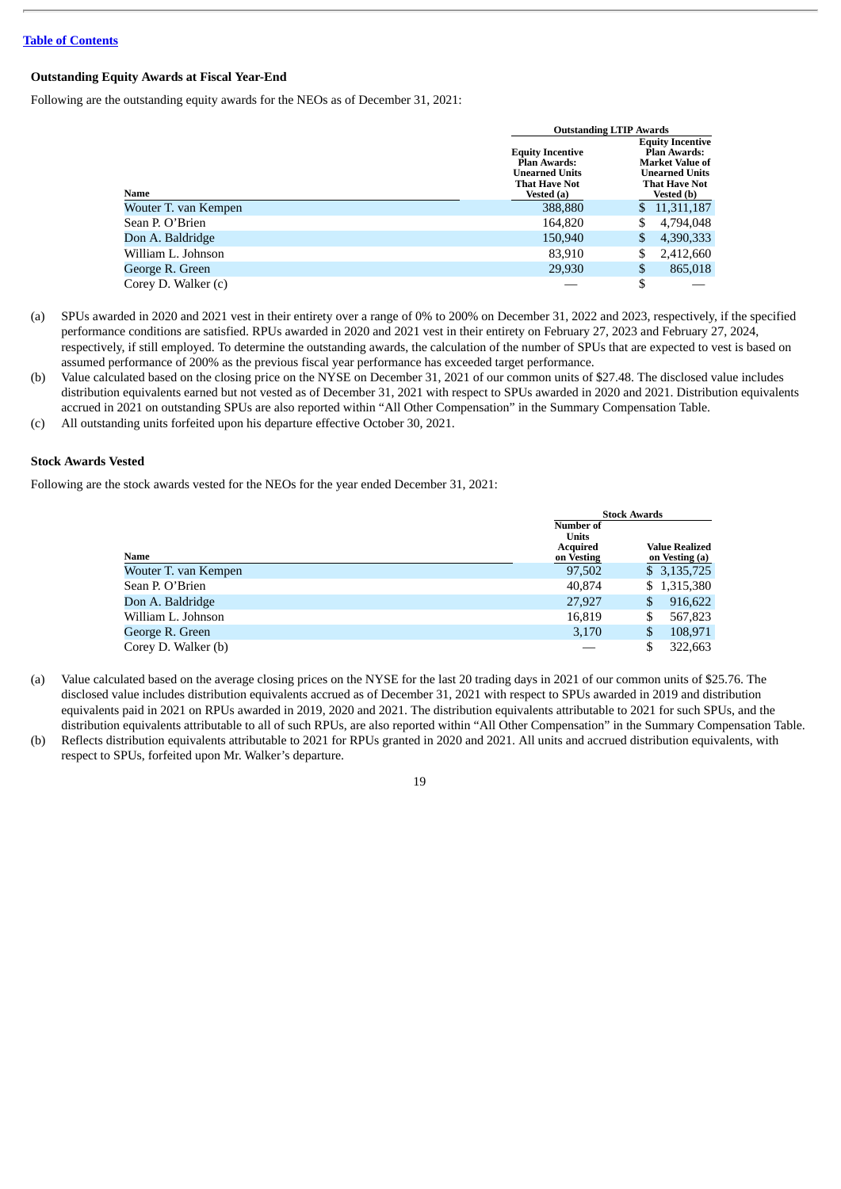[Table of Contents](#)

### Outstanding Equity Awards at Fiscal Year-End

Following are the outstanding equity awards for the NEOs as of December 31, 2021:

| | Outstanding LTIP Awards | |
|---|---|---|
| Name | Equity Incentive Plan Awards: Unearned Units That Have Not Vested (a) | Equity Incentive Plan Awards: Market Value of Unearned Units That Have Not Vested (b) |
| Wouter T. van Kempen | 388,880 | $ 11,311,187 |
| Sean P. O'Brien | 164,820 | $ 4,794,048 |
| Don A. Baldridge | 150,940 | $ 4,390,333 |
| William L. Johnson | 83,910 | $ 2,412,660 |
| George R. Green | 29,930 | $ 865,018 |
| Corey D. Walker (c) | — | $ — |

(a) SPUs awarded in 2020 and 2021 vest in their entirety over a range of 0% to 200% on December 31, 2022 and 2023, respectively, if the specified performance conditions are satisfied. RPUs awarded in 2020 and 2021 vest in their entirety on February 27, 2023 and February 27, 2024, respectively, if still employed. To determine the outstanding awards, the calculation of the number of SPUs that are expected to vest is based on assumed performance of 200% as the previous fiscal year performance has exceeded target performance.

(b) Value calculated based on the closing price on the NYSE on December 31, 2021 of our common units of $27.48. The disclosed value includes distribution equivalents earned but not vested as of December 31, 2021 with respect to SPUs awarded in 2020 and 2021. Distribution equivalents accrued in 2021 on outstanding SPUs are also reported within "All Other Compensation" in the Summary Compensation Table.

(c) All outstanding units forfeited upon his departure effective October 30, 2021.

### Stock Awards Vested

Following are the stock awards vested for the NEOs for the year ended December 31, 2021:

| | Stock Awards | |
|---|---|---|
| Name | Number of Units Acquired on Vesting | Value Realized on Vesting (a) |
| Wouter T. van Kempen | 97,502 | $ 3,135,725 |
| Sean P. O'Brien | 40,874 | $ 1,315,380 |
| Don A. Baldridge | 27,927 | $ 916,622 |
| William L. Johnson | 16,819 | $ 567,823 |
| George R. Green | 3,170 | $ 108,971 |
| Corey D. Walker (b) | — | $ 322,663 |

(a) Value calculated based on the average closing prices on the NYSE for the last 20 trading days in 2021 of our common units of $25.76. The disclosed value includes distribution equivalents accrued as of December 31, 2021 with respect to SPUs awarded in 2019 and distribution equivalents paid in 2021 on RPUs awarded in 2019, 2020 and 2021. The distribution equivalents attributable to 2021 for such SPUs, and the distribution equivalents attributable to all of such RPUs, are also reported within "All Other Compensation" in the Summary Compensation Table.

(b) Reflects distribution equivalents attributable to 2021 for RPUs granted in 2020 and 2021. All units and accrued distribution equivalents, with respect to SPUs, forfeited upon Mr. Walker's departure.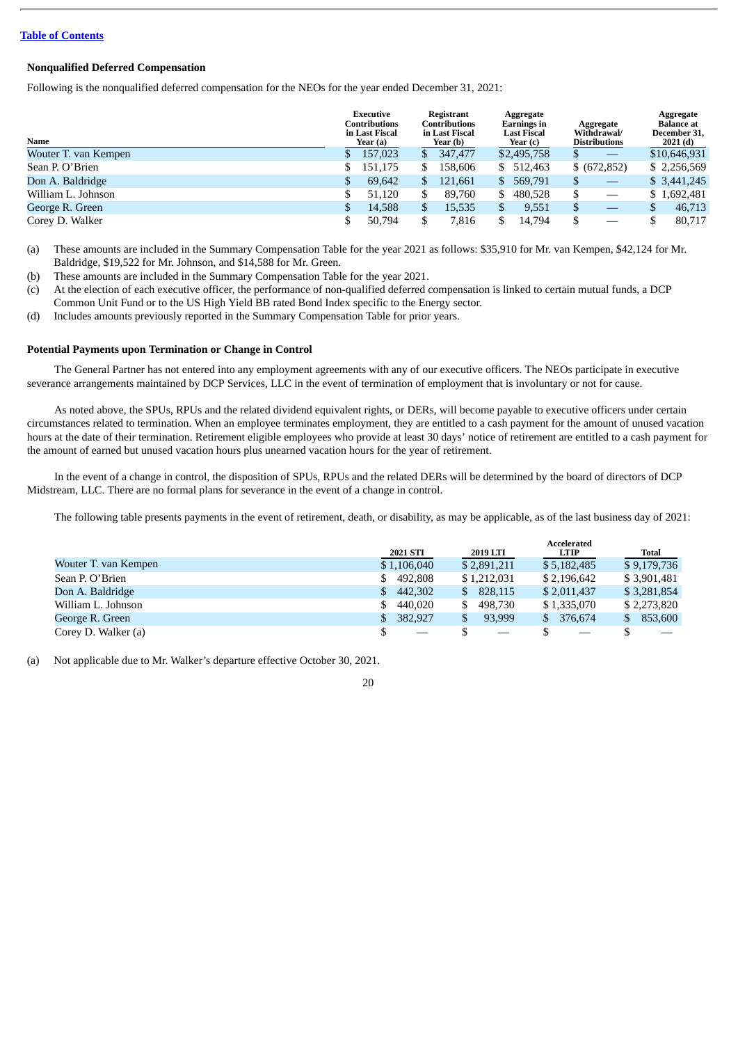### Nonqualified Deferred Compensation

Following is the nonqualified deferred compensation for the NEOs for the year ended December 31, 2021:

| Name | Executive Contributions in Last Fiscal Year (a) | Registrant Contributions in Last Fiscal Year (b) | Aggregate Earnings in Last Fiscal Year (c) | Aggregate Withdrawal/ Distributions | Aggregate Balance at December 31, 2021 (d) |
|---|---|---|---|---|---|
| Wouter T. van Kempen | $ 157,023 | $ 347,477 | $2,495,758 | $ — | $10,646,931 |
| Sean P. O'Brien | $ 151,175 | $ 158,606 | $ 512,463 | $ (672,852) | $ 2,256,569 |
| Don A. Baldridge | $ 69,642 | $ 121,661 | $ 569,791 | $ — | $ 3,441,245 |
| William L. Johnson | $ 51,120 | $ 89,760 | $ 480,528 | $ — | $ 1,692,481 |
| George R. Green | $ 14,588 | $ 15,535 | $ 9,551 | $ — | $ 46,713 |
| Corey D. Walker | $ 50,794 | $ 7,816 | $ 14,794 | $ — | $ 80,717 |

(a) These amounts are included in the Summary Compensation Table for the year 2021 as follows: $35,910 for Mr. van Kempen, $42,124 for Mr. Baldridge, $19,522 for Mr. Johnson, and $14,588 for Mr. Green.

(b) These amounts are included in the Summary Compensation Table for the year 2021.

(c) At the election of each executive officer, the performance of non-qualified deferred compensation is linked to certain mutual funds, a DCP Common Unit Fund or to the US High Yield BB rated Bond Index specific to the Energy sector.

(d) Includes amounts previously reported in the Summary Compensation Table for prior years.

### Potential Payments upon Termination or Change in Control

The General Partner has not entered into any employment agreements with any of our executive officers. The NEOs participate in executive severance arrangements maintained by DCP Services, LLC in the event of termination of employment that is involuntary or not for cause.

As noted above, the SPUs, RPUs and the related dividend equivalent rights, or DERs, will become payable to executive officers under certain circumstances related to termination. When an employee terminates employment, they are entitled to a cash payment for the amount of unused vacation hours at the date of their termination. Retirement eligible employees who provide at least 30 days' notice of retirement are entitled to a cash payment for the amount of earned but unused vacation hours plus unearned vacation hours for the year of retirement.

In the event of a change in control, the disposition of SPUs, RPUs and the related DERs will be determined by the board of directors of DCP Midstream, LLC. There are no formal plans for severance in the event of a change in control.

The following table presents payments in the event of retirement, death, or disability, as may be applicable, as of the last business day of 2021:

| | 2021 STI | 2019 LTI | Accelerated LTIP | Total |
|---|---|---|---|---|
| Wouter T. van Kempen | $ 1,106,040 | $ 2,891,211 | $ 5,182,485 | $ 9,179,736 |
| Sean P. O'Brien | $ 492,808 | $ 1,212,031 | $ 2,196,642 | $ 3,901,481 |
| Don A. Baldridge | $ 442,302 | $ 828,115 | $ 2,011,437 | $ 3,281,854 |
| William L. Johnson | $ 440,020 | $ 498,730 | $ 1,335,070 | $ 2,273,820 |
| George R. Green | $ 382,927 | $ 93,999 | $ 376,674 | $ 853,600 |
| Corey D. Walker (a) | $ — | $ — | $ — | $ — |

(a) Not applicable due to Mr. Walker's departure effective October 30, 2021.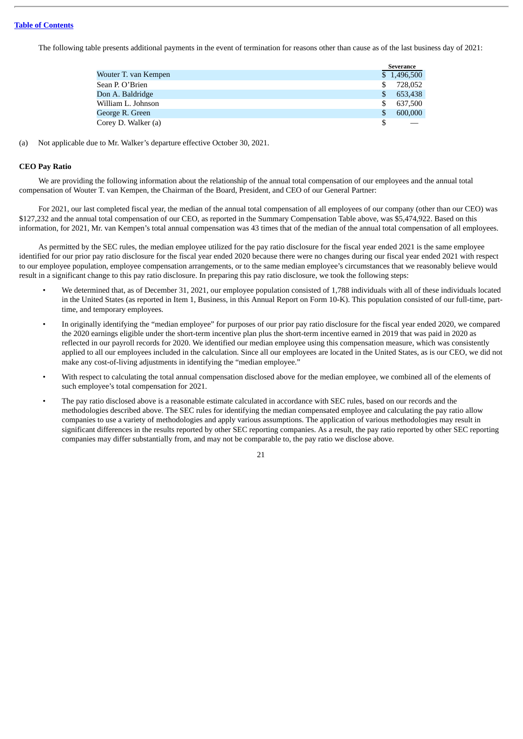[Table of Contents](#)

The following table presents additional payments in the event of termination for reasons other than cause as of the last business day of 2021:

| | Severance |
|---|---|
| Wouter T. van Kempen | $ 1,496,500 |
| Sean P. O'Brien | $ 728,052 |
| Don A. Baldridge | $ 653,438 |
| William L. Johnson | $ 637,500 |
| George R. Green | $ 600,000 |
| Corey D. Walker (a) | $ — |

(a) Not applicable due to Mr. Walker's departure effective October 30, 2021.

**CEO Pay Ratio**

We are providing the following information about the relationship of the annual total compensation of our employees and the annual total compensation of Wouter T. van Kempen, the Chairman of the Board, President, and CEO of our General Partner:

For 2021, our last completed fiscal year, the median of the annual total compensation of all employees of our company (other than our CEO) was $127,232 and the annual total compensation of our CEO, as reported in the Summary Compensation Table above, was $5,474,922. Based on this information, for 2021, Mr. van Kempen's total annual compensation was 43 times that of the median of the annual total compensation of all employees.

As permitted by the SEC rules, the median employee utilized for the pay ratio disclosure for the fiscal year ended 2021 is the same employee identified for our prior pay ratio disclosure for the fiscal year ended 2020 because there were no changes during our fiscal year ended 2021 with respect to our employee population, employee compensation arrangements, or to the same median employee's circumstances that we reasonably believe would result in a significant change to this pay ratio disclosure. In preparing this pay ratio disclosure, we took the following steps:

- We determined that, as of December 31, 2021, our employee population consisted of 1,788 individuals with all of these individuals located in the United States (as reported in Item 1, Business, in this Annual Report on Form 10-K). This population consisted of our full-time, part-time, and temporary employees.
- In originally identifying the "median employee" for purposes of our prior pay ratio disclosure for the fiscal year ended 2020, we compared the 2020 earnings eligible under the short-term incentive plan plus the short-term incentive earned in 2019 that was paid in 2020 as reflected in our payroll records for 2020. We identified our median employee using this compensation measure, which was consistently applied to all our employees included in the calculation. Since all our employees are located in the United States, as is our CEO, we did not make any cost-of-living adjustments in identifying the "median employee."
- With respect to calculating the total annual compensation disclosed above for the median employee, we combined all of the elements of such employee's total compensation for 2021.
- The pay ratio disclosed above is a reasonable estimate calculated in accordance with SEC rules, based on our records and the methodologies described above. The SEC rules for identifying the median compensated employee and calculating the pay ratio allow companies to use a variety of methodologies and apply various assumptions. The application of various methodologies may result in significant differences in the results reported by other SEC reporting companies. As a result, the pay ratio reported by other SEC reporting companies may differ substantially from, and may not be comparable to, the pay ratio we disclose above.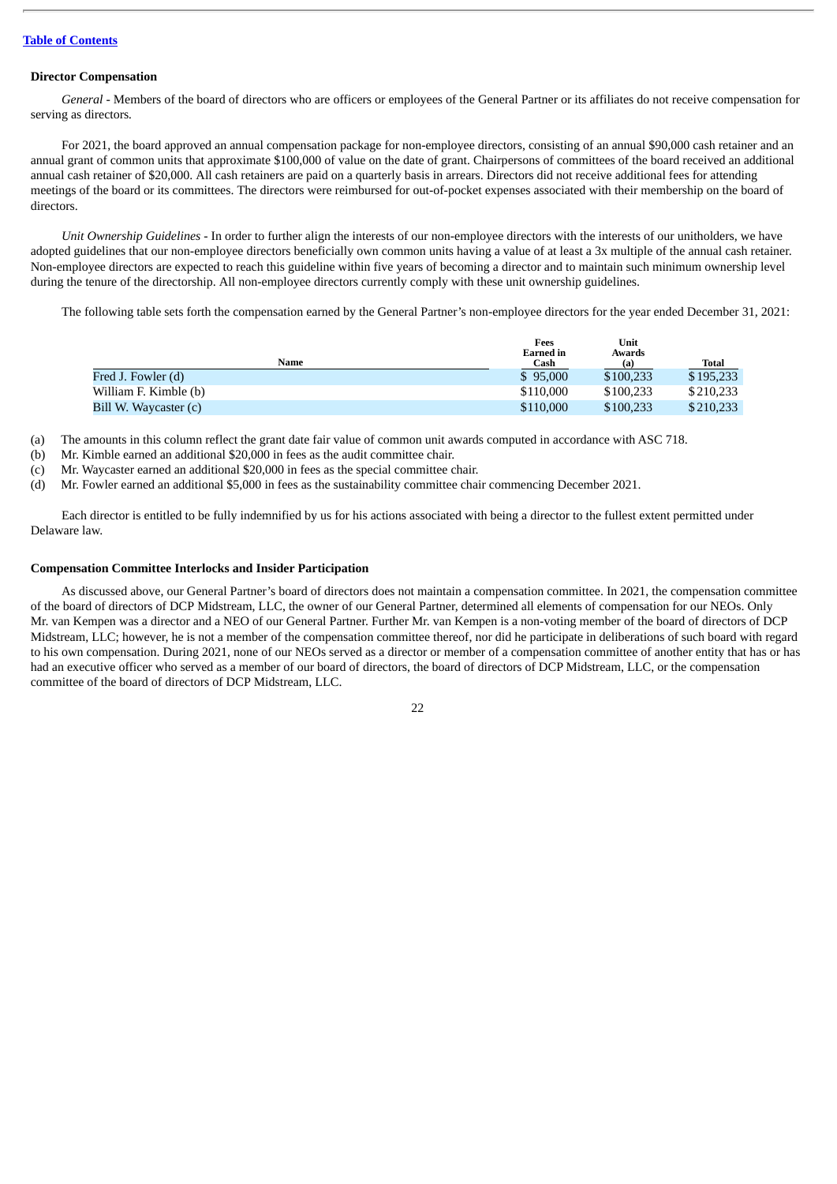[Table of Contents](#)

### Director Compensation

*General* - Members of the board of directors who are officers or employees of the General Partner or its affiliates do not receive compensation for serving as directors.

For 2021, the board approved an annual compensation package for non-employee directors, consisting of an annual $90,000 cash retainer and an annual grant of common units that approximate $100,000 of value on the date of grant. Chairpersons of committees of the board received an additional annual cash retainer of $20,000. All cash retainers are paid on a quarterly basis in arrears. Directors did not receive additional fees for attending meetings of the board or its committees. The directors were reimbursed for out-of-pocket expenses associated with their membership on the board of directors.

*Unit Ownership Guidelines* - In order to further align the interests of our non-employee directors with the interests of our unitholders, we have adopted guidelines that our non-employee directors beneficially own common units having a value of at least a 3x multiple of the annual cash retainer. Non-employee directors are expected to reach this guideline within five years of becoming a director and to maintain such minimum ownership level during the tenure of the directorship. All non-employee directors currently comply with these unit ownership guidelines.

The following table sets forth the compensation earned by the General Partner's non-employee directors for the year ended December 31, 2021:

| Name | Fees Earned in Cash | Unit Awards (a) | Total |
|---|---|---|---|
| Fred J. Fowler (d) | $ 95,000 | $100,233 | $195,233 |
| William F. Kimble (b) | $110,000 | $100,233 | $210,233 |
| Bill W. Waycaster (c) | $110,000 | $100,233 | $210,233 |

(a) The amounts in this column reflect the grant date fair value of common unit awards computed in accordance with ASC 718.

(b) Mr. Kimble earned an additional $20,000 in fees as the audit committee chair.

(c) Mr. Waycaster earned an additional $20,000 in fees as the special committee chair.

(d) Mr. Fowler earned an additional $5,000 in fees as the sustainability committee chair commencing December 2021.

Each director is entitled to be fully indemnified by us for his actions associated with being a director to the fullest extent permitted under Delaware law.

### Compensation Committee Interlocks and Insider Participation

As discussed above, our General Partner's board of directors does not maintain a compensation committee. In 2021, the compensation committee of the board of directors of DCP Midstream, LLC, the owner of our General Partner, determined all elements of compensation for our NEOs. Only Mr. van Kempen was a director and a NEO of our General Partner. Further Mr. van Kempen is a non-voting member of the board of directors of DCP Midstream, LLC; however, he is not a member of the compensation committee thereof, nor did he participate in deliberations of such board with regard to his own compensation. During 2021, none of our NEOs served as a director or member of a compensation committee of another entity that has or has had an executive officer who served as a member of our board of directors, the board of directors of DCP Midstream, LLC, or the compensation committee of the board of directors of DCP Midstream, LLC.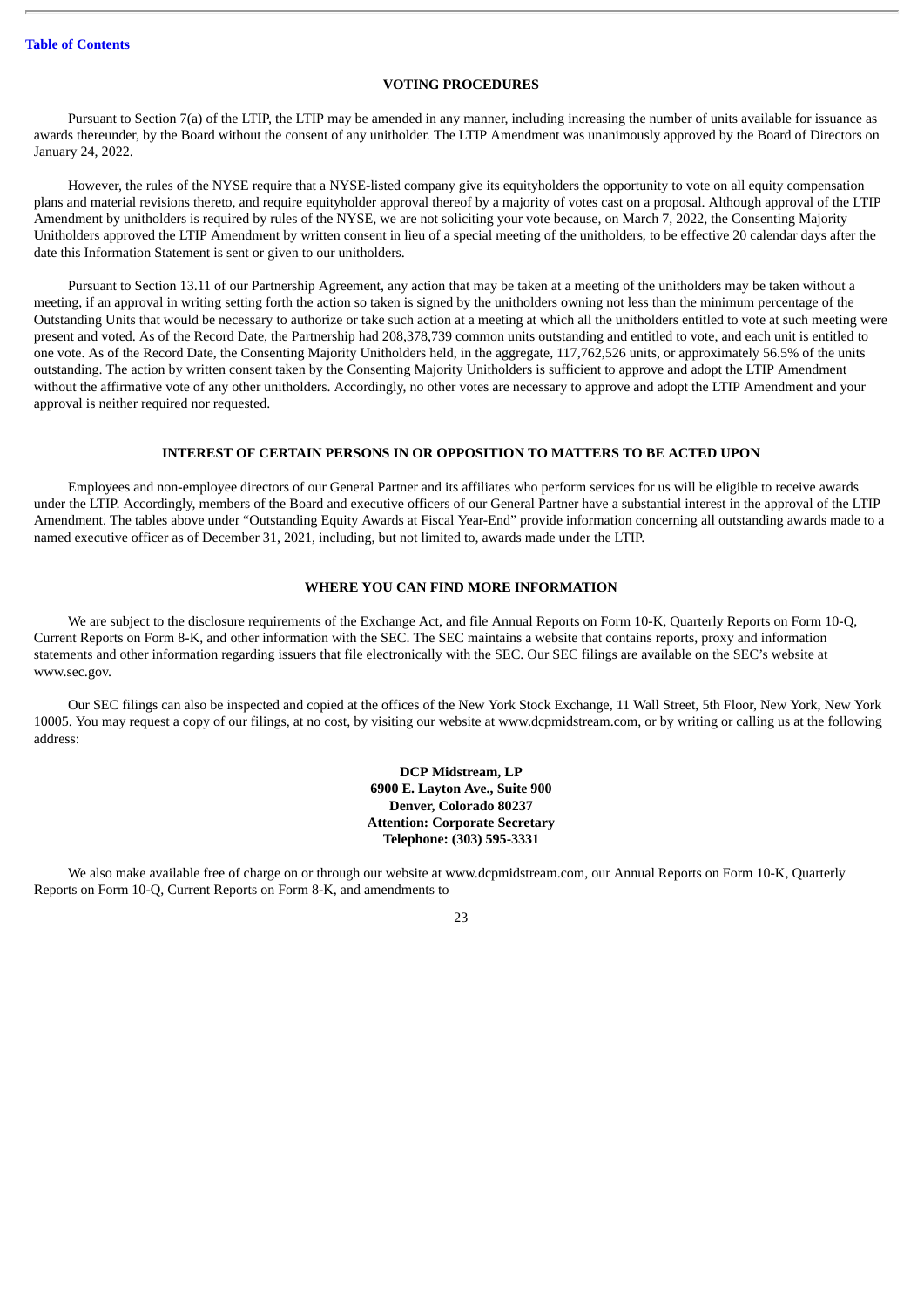## VOTING PROCEDURES

Pursuant to Section 7(a) of the LTIP, the LTIP may be amended in any manner, including increasing the number of units available for issuance as awards thereunder, by the Board without the consent of any unitholder. The LTIP Amendment was unanimously approved by the Board of Directors on January 24, 2022.

However, the rules of the NYSE require that a NYSE-listed company give its equityholders the opportunity to vote on all equity compensation plans and material revisions thereto, and require equityholder approval thereof by a majority of votes cast on a proposal. Although approval of the LTIP Amendment by unitholders is required by rules of the NYSE, we are not soliciting your vote because, on March 7, 2022, the Consenting Majority Unitholders approved the LTIP Amendment by written consent in lieu of a special meeting of the unitholders, to be effective 20 calendar days after the date this Information Statement is sent or given to our unitholders.

Pursuant to Section 13.11 of our Partnership Agreement, any action that may be taken at a meeting of the unitholders may be taken without a meeting, if an approval in writing setting forth the action so taken is signed by the unitholders owning not less than the minimum percentage of the Outstanding Units that would be necessary to authorize or take such action at a meeting at which all the unitholders entitled to vote at such meeting were present and voted. As of the Record Date, the Partnership had 208,378,739 common units outstanding and entitled to vote, and each unit is entitled to one vote. As of the Record Date, the Consenting Majority Unitholders held, in the aggregate, 117,762,526 units, or approximately 56.5% of the units outstanding. The action by written consent taken by the Consenting Majority Unitholders is sufficient to approve and adopt the LTIP Amendment without the affirmative vote of any other unitholders. Accordingly, no other votes are necessary to approve and adopt the LTIP Amendment and your approval is neither required nor requested.

## INTEREST OF CERTAIN PERSONS IN OR OPPOSITION TO MATTERS TO BE ACTED UPON

Employees and non-employee directors of our General Partner and its affiliates who perform services for us will be eligible to receive awards under the LTIP. Accordingly, members of the Board and executive officers of our General Partner have a substantial interest in the approval of the LTIP Amendment. The tables above under "Outstanding Equity Awards at Fiscal Year-End" provide information concerning all outstanding awards made to a named executive officer as of December 31, 2021, including, but not limited to, awards made under the LTIP.

## WHERE YOU CAN FIND MORE INFORMATION

We are subject to the disclosure requirements of the Exchange Act, and file Annual Reports on Form 10-K, Quarterly Reports on Form 10-Q, Current Reports on Form 8-K, and other information with the SEC. The SEC maintains a website that contains reports, proxy and information statements and other information regarding issuers that file electronically with the SEC. Our SEC filings are available on the SEC's website at www.sec.gov.

Our SEC filings can also be inspected and copied at the offices of the New York Stock Exchange, 11 Wall Street, 5th Floor, New York, New York 10005. You may request a copy of our filings, at no cost, by visiting our website at www.dcpmidstream.com, or by writing or calling us at the following address:

**DCP Midstream, LP**
**6900 E. Layton Ave., Suite 900**
**Denver, Colorado 80237**
**Attention: Corporate Secretary**
**Telephone: (303) 595-3331**

We also make available free of charge on or through our website at www.dcpmidstream.com, our Annual Reports on Form 10-K, Quarterly Reports on Form 10-Q, Current Reports on Form 8-K, and amendments to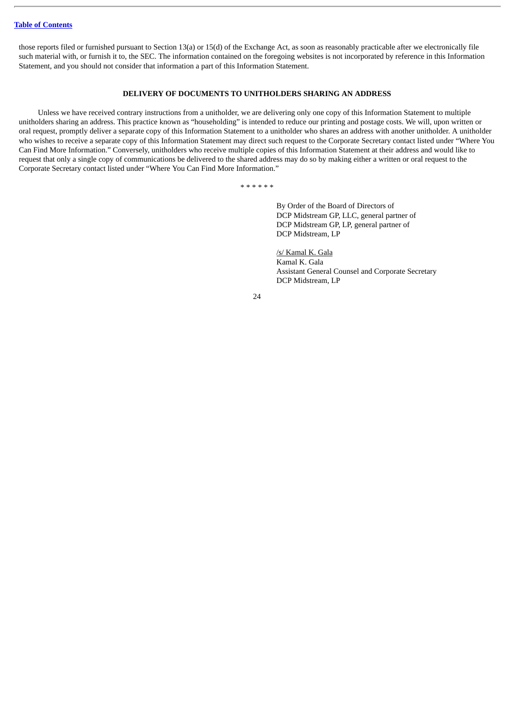those reports filed or furnished pursuant to Section 13(a) or 15(d) of the Exchange Act, as soon as reasonably practicable after we electronically file such material with, or furnish it to, the SEC. The information contained on the foregoing websites is not incorporated by reference in this Information Statement, and you should not consider that information a part of this Information Statement.

## DELIVERY OF DOCUMENTS TO UNITHOLDERS SHARING AN ADDRESS

Unless we have received contrary instructions from a unitholder, we are delivering only one copy of this Information Statement to multiple unitholders sharing an address. This practice known as "householding" is intended to reduce our printing and postage costs. We will, upon written or oral request, promptly deliver a separate copy of this Information Statement to a unitholder who shares an address with another unitholder. A unitholder who wishes to receive a separate copy of this Information Statement may direct such request to the Corporate Secretary contact listed under "Where You Can Find More Information." Conversely, unitholders who receive multiple copies of this Information Statement at their address and would like to request that only a single copy of communications be delivered to the shared address may do so by making either a written or oral request to the Corporate Secretary contact listed under "Where You Can Find More Information."

\* \* \* \* \* \*

By Order of the Board of Directors of
DCP Midstream GP, LLC, general partner of
DCP Midstream GP, LP, general partner of
DCP Midstream, LP

/s/ Kamal K. Gala
Kamal K. Gala
Assistant General Counsel and Corporate Secretary
DCP Midstream, LP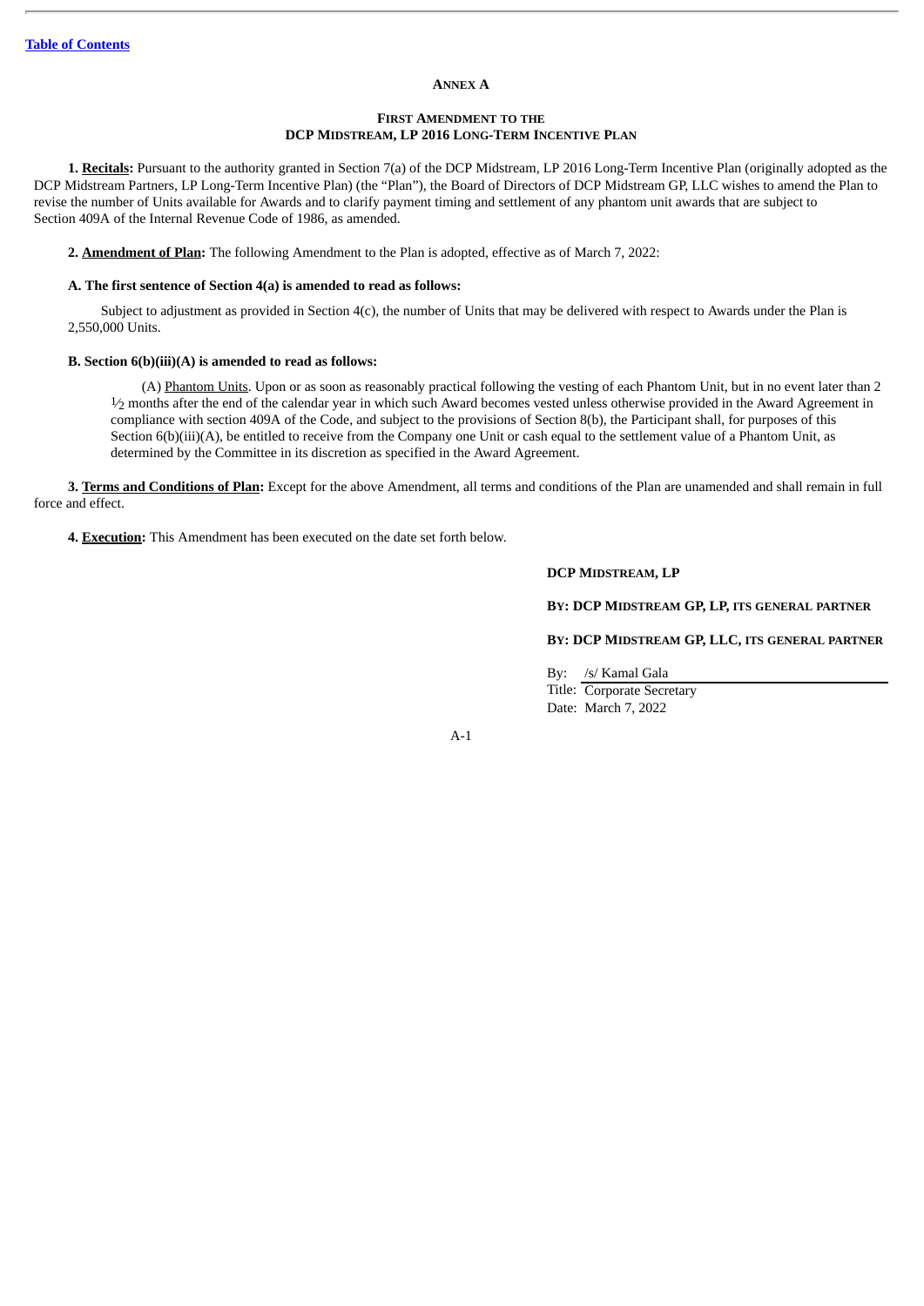# ANNEX A

## FIRST AMENDMENT TO THE DCP MIDSTREAM, LP 2016 LONG-TERM INCENTIVE PLAN

**1. <u>Recitals</u>:** Pursuant to the authority granted in Section 7(a) of the DCP Midstream, LP 2016 Long-Term Incentive Plan (originally adopted as the DCP Midstream Partners, LP Long-Term Incentive Plan) (the "Plan"), the Board of Directors of DCP Midstream GP, LLC wishes to amend the Plan to revise the number of Units available for Awards and to clarify payment timing and settlement of any phantom unit awards that are subject to Section 409A of the Internal Revenue Code of 1986, as amended.

**2. <u>Amendment of Plan</u>:** The following Amendment to the Plan is adopted, effective as of March 7, 2022:

**A. The first sentence of Section 4(a) is amended to read as follows:**

Subject to adjustment as provided in Section 4(c), the number of Units that may be delivered with respect to Awards under the Plan is 2,550,000 Units.

**B. Section 6(b)(iii)(A) is amended to read as follows:**

> (A) <u>Phantom Units</u>. Upon or as soon as reasonably practical following the vesting of each Phantom Unit, but in no event later than 2 ½ months after the end of the calendar year in which such Award becomes vested unless otherwise provided in the Award Agreement in compliance with section 409A of the Code, and subject to the provisions of Section 8(b), the Participant shall, for purposes of this Section 6(b)(iii)(A), be entitled to receive from the Company one Unit or cash equal to the settlement value of a Phantom Unit, as determined by the Committee in its discretion as specified in the Award Agreement.

**3. <u>Terms and Conditions of Plan</u>:** Except for the above Amendment, all terms and conditions of the Plan are unamended and shall remain in full force and effect.

**4. <u>Execution</u>:** This Amendment has been executed on the date set forth below.

**DCP MIDSTREAM, LP**

**BY: DCP MIDSTREAM GP, LP, ITS GENERAL PARTNER**

**BY: DCP MIDSTREAM GP, LLC, ITS GENERAL PARTNER**

By: /s/ Kamal Gala
Title: Corporate Secretary
Date: March 7, 2022